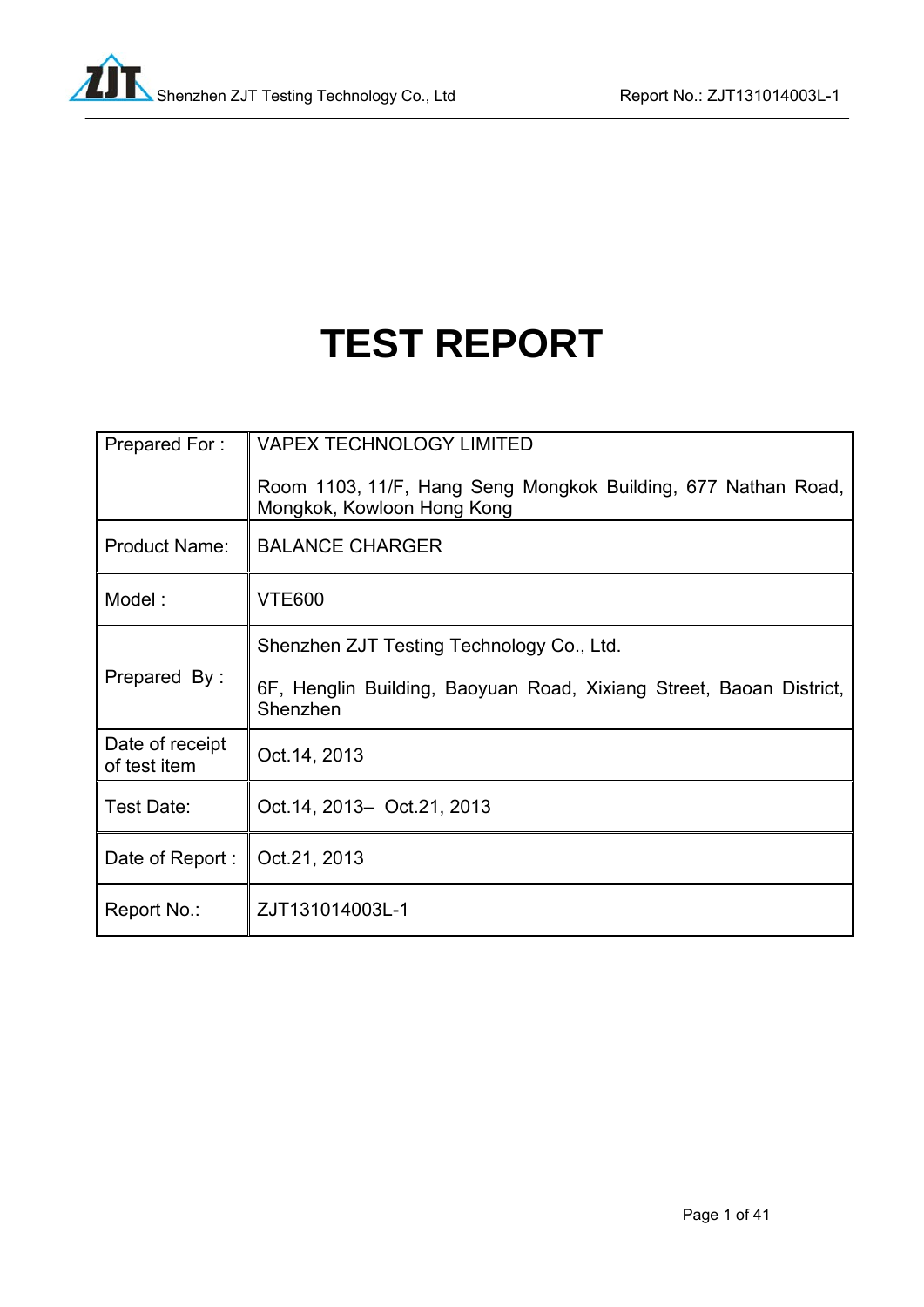# TEST REPORT

| Prepared For : | VAPEX TECHNOLOGY LIMITED<br><br>Room 1103, 11/F, Hang Seng Mongkok Building, 677 Nathan Road, Mongkok, Kowloon Hong Kong |
|---|---|
| Product Name: | BALANCE CHARGER |
| Model : | VTE600 |
| Prepared By : | Shenzhen ZJT Testing Technology Co., Ltd.<br><br>6F, Henglin Building, Baoyuan Road, Xixiang Street, Baoan District, Shenzhen |
| Date of receipt of test item | Oct.14, 2013 |
| Test Date: | Oct.14, 2013– Oct.21, 2013 |
| Date of Report : | Oct.21, 2013 |
| Report No.: | ZJT131014003L-1 |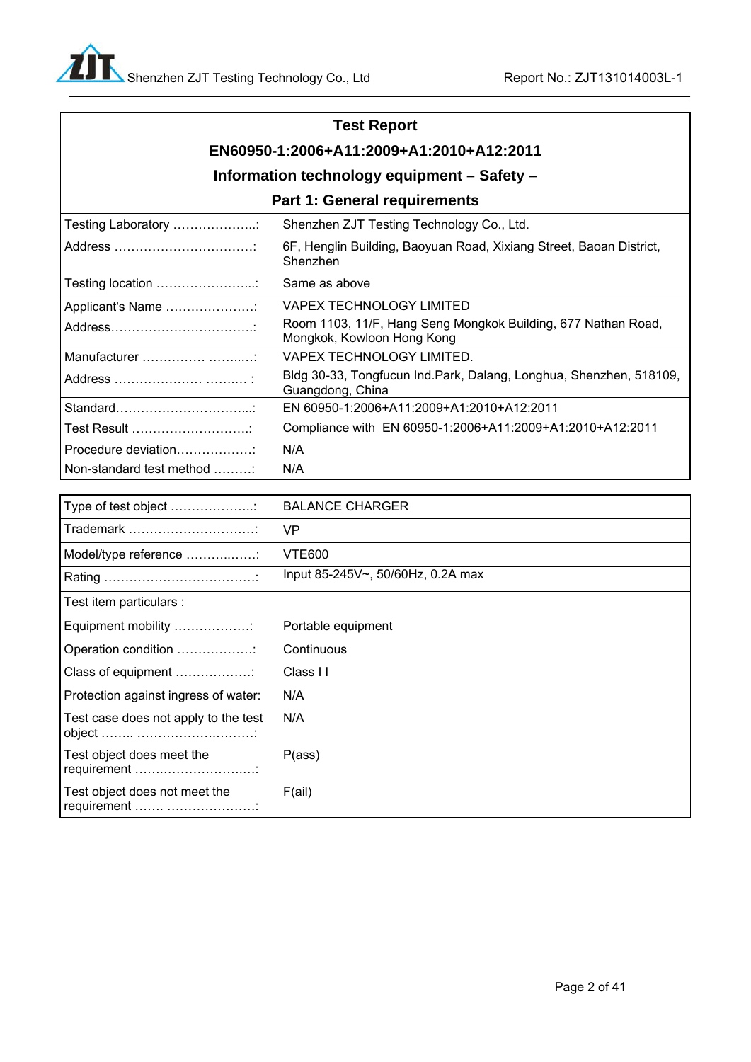# Test Report

## EN60950-1:2006+A11:2009+A1:2010+A12:2011

## Information technology equipment – Safety –

## Part 1: General requirements

| | |
|---|---|
| Testing Laboratory ………………..: | Shenzhen ZJT Testing Technology Co., Ltd. |
| Address ……………………………: | 6F, Henglin Building, Baoyuan Road, Xixiang Street, Baoan District, Shenzhen |
| Testing location …………………...: | Same as above |
| Applicant's Name …………………: | VAPEX TECHNOLOGY LIMITED |
| Address……………………………..: | Room 1103, 11/F, Hang Seng Mongkok Building, 677 Nathan Road, Mongkok, Kowloon Hong Kong |
| Manufacturer …………… ……....: | VAPEX TECHNOLOGY LIMITED. |
| Address ………………… ……… : | Bldg 30-33, Tongfucun Ind.Park, Dalang, Longhua, Shenzhen, 518109, Guangdong, China |
| Standard…………………………...: | EN 60950-1:2006+A11:2009+A1:2010+A12:2011 |
| Test Result ……………………….: | Compliance with EN 60950-1:2006+A11:2009+A1:2010+A12:2011 |
| Procedure deviation………………: | N/A |
| Non-standard test method ………: | N/A |

| | |
|---|---|
| Type of test object ………………..: | BALANCE CHARGER |
| Trademark …………………………: | VP |
| Model/type reference …………….: | VTE600 |
| Rating ………………………………: | Input 85-245V~, 50/60Hz, 0.2A max |
| Test item particulars : | |
| Equipment mobility ………………: | Portable equipment |
| Operation condition ………………: | Continuous |
| Class of equipment ………………: | Class I I |
| Protection against ingress of water: | N/A |
| Test case does not apply to the test object …….. ………………………: | N/A |
| Test object does meet the requirement ………………………..: | P(ass) |
| Test object does not meet the requirement ……. …………………: | F(ail) |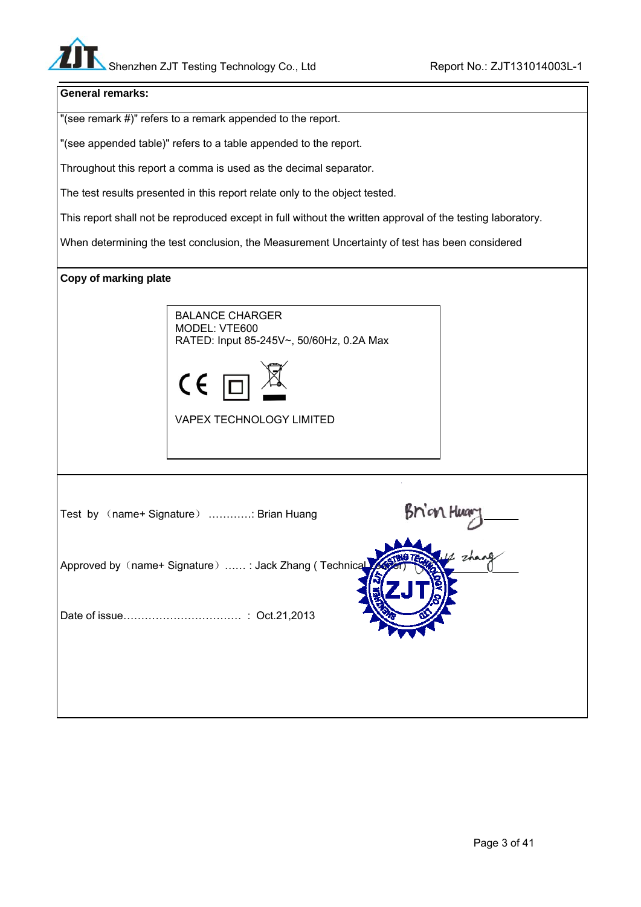**General remarks:**

"(see remark #)" refers to a remark appended to the report.

"(see appended table)" refers to a table appended to the report.

Throughout this report a comma is used as the decimal separator.

The test results presented in this report relate only to the object tested.

This report shall not be reproduced except in full without the written approval of the testing laboratory.

When determining the test conclusion, the Measurement Uncertainty of test has been considered

**Copy of marking plate**

BALANCE CHARGER
MODEL: VTE600
RATED: Input 85-245V~, 50/60Hz, 0.2A Max

CE

VAPEX TECHNOLOGY LIMITED

Test by （name+ Signature） …………: Brian Huang

Approved by（name+ Signature） …… : Jack Zhang ( Technical Leader)

Date of issue…………………………… : Oct.21,2013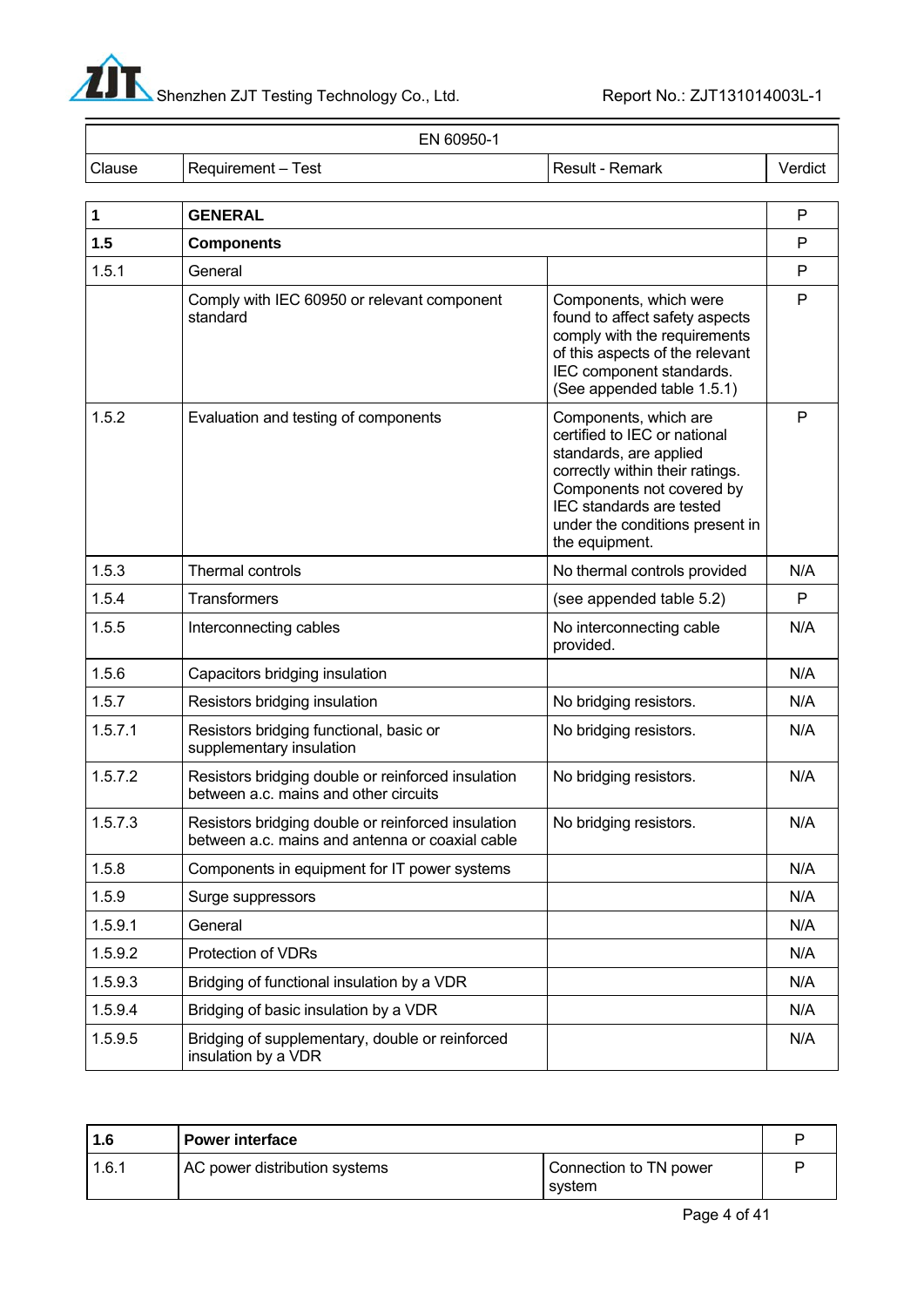| EN 60950-1 | | | |
|---|---|---|---|
| Clause | Requirement – Test | Result - Remark | Verdict |

| Clause | Requirement – Test | Result - Remark | Verdict |
|---|---|---|---|
| **1** | **GENERAL** | | P |
| **1.5** | **Components** | | P |
| 1.5.1 | General | | P |
| | Comply with IEC 60950 or relevant component standard | Components, which were found to affect safety aspects comply with the requirements of this aspects of the relevant IEC component standards. (See appended table 1.5.1) | P |
| 1.5.2 | Evaluation and testing of components | Components, which are certified to IEC or national standards, are applied correctly within their ratings. Components not covered by IEC standards are tested under the conditions present in the equipment. | P |
| 1.5.3 | Thermal controls | No thermal controls provided | N/A |
| 1.5.4 | Transformers | (see appended table 5.2) | P |
| 1.5.5 | Interconnecting cables | No interconnecting cable provided. | N/A |
| 1.5.6 | Capacitors bridging insulation | | N/A |
| 1.5.7 | Resistors bridging insulation | No bridging resistors. | N/A |
| 1.5.7.1 | Resistors bridging functional, basic or supplementary insulation | No bridging resistors. | N/A |
| 1.5.7.2 | Resistors bridging double or reinforced insulation between a.c. mains and other circuits | No bridging resistors. | N/A |
| 1.5.7.3 | Resistors bridging double or reinforced insulation between a.c. mains and antenna or coaxial cable | No bridging resistors. | N/A |
| 1.5.8 | Components in equipment for IT power systems | | N/A |
| 1.5.9 | Surge suppressors | | N/A |
| 1.5.9.1 | General | | N/A |
| 1.5.9.2 | Protection of VDRs | | N/A |
| 1.5.9.3 | Bridging of functional insulation by a VDR | | N/A |
| 1.5.9.4 | Bridging of basic insulation by a VDR | | N/A |
| 1.5.9.5 | Bridging of supplementary, double or reinforced insulation by a VDR | | N/A |

| Clause | Requirement – Test | Result - Remark | Verdict |
|---|---|---|---|
| **1.6** | **Power interface** | | P |
| 1.6.1 | AC power distribution systems | Connection to TN power system | P |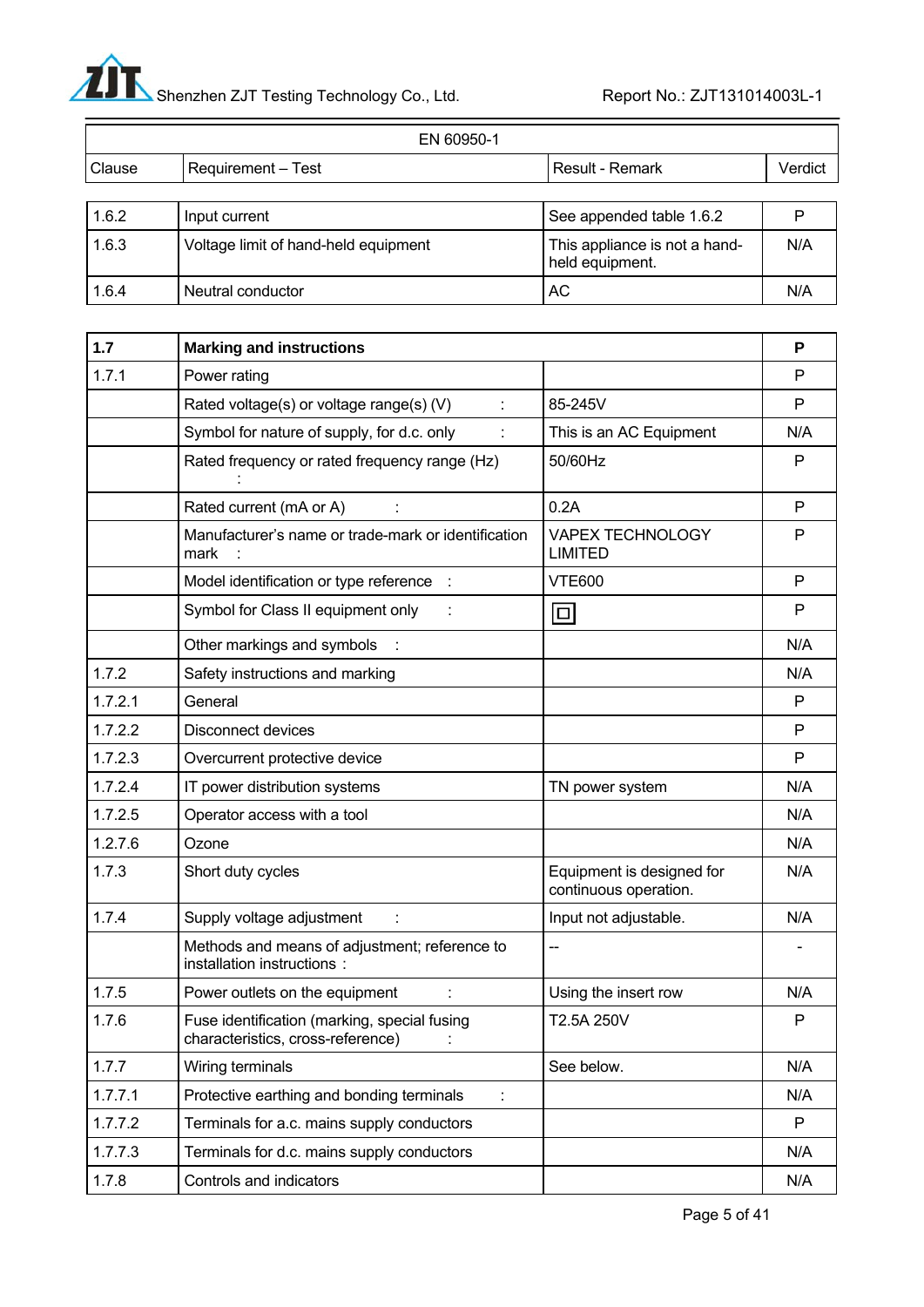| EN 60950-1 | | | |
|---|---|---|---|
| Clause | Requirement – Test | Result - Remark | Verdict |

| | | | |
|---|---|---|---|
| 1.6.2 | Input current | See appended table 1.6.2 | P |
| 1.6.3 | Voltage limit of hand-held equipment | This appliance is not a hand-held equipment. | N/A |
| 1.6.4 | Neutral conductor | AC | N/A |

| | | | |
|---|---|---|---|
| **1.7** | **Marking and instructions** | | **P** |
| 1.7.1 | Power rating | | P |
| | Rated voltage(s) or voltage range(s) (V) : | 85-245V | P |
| | Symbol for nature of supply, for d.c. only : | This is an AC Equipment | N/A |
| | Rated frequency or rated frequency range (Hz) : | 50/60Hz | P |
| | Rated current (mA or A) : | 0.2A | P |
| | Manufacturer's name or trade-mark or identification mark : | VAPEX TECHNOLOGY LIMITED | P |
| | Model identification or type reference : | VTE600 | P |
| | Symbol for Class II equipment only : | ⧈ | P |
| | Other markings and symbols : | | N/A |
| 1.7.2 | Safety instructions and marking | | N/A |
| 1.7.2.1 | General | | P |
| 1.7.2.2 | Disconnect devices | | P |
| 1.7.2.3 | Overcurrent protective device | | P |
| 1.7.2.4 | IT power distribution systems | TN power system | N/A |
| 1.7.2.5 | Operator access with a tool | | N/A |
| 1.2.7.6 | Ozone | | N/A |
| 1.7.3 | Short duty cycles | Equipment is designed for continuous operation. | N/A |
| 1.7.4 | Supply voltage adjustment : | Input not adjustable. | N/A |
| | Methods and means of adjustment; reference to installation instructions : | -- | - |
| 1.7.5 | Power outlets on the equipment : | Using the insert row | N/A |
| 1.7.6 | Fuse identification (marking, special fusing characteristics, cross-reference) : | T2.5A 250V | P |
| 1.7.7 | Wiring terminals | See below. | N/A |
| 1.7.7.1 | Protective earthing and bonding terminals : | | N/A |
| 1.7.7.2 | Terminals for a.c. mains supply conductors | | P |
| 1.7.7.3 | Terminals for d.c. mains supply conductors | | N/A |
| 1.7.8 | Controls and indicators | | N/A |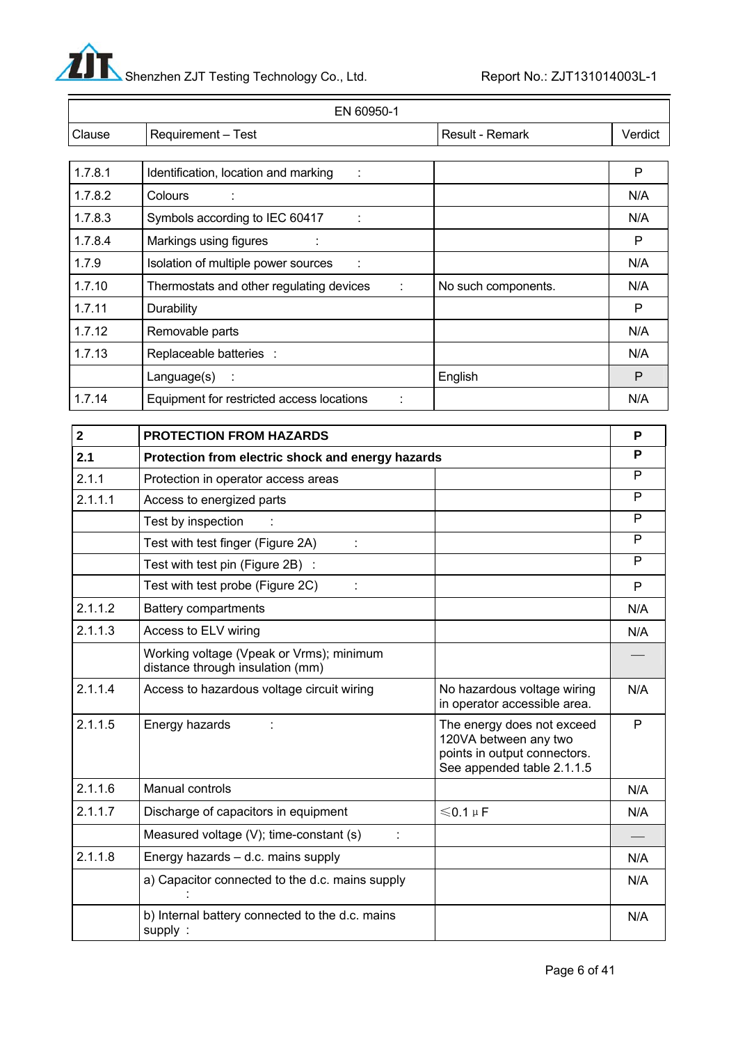| EN 60950-1 | | | |
|---|---|---|---|
| Clause | Requirement – Test | Result - Remark | Verdict |

| | | | |
|---|---|---|---|
| 1.7.8.1 | Identification, location and marking : | | P |
| 1.7.8.2 | Colours : | | N/A |
| 1.7.8.3 | Symbols according to IEC 60417 : | | N/A |
| 1.7.8.4 | Markings using figures : | | P |
| 1.7.9 | Isolation of multiple power sources : | | N/A |
| 1.7.10 | Thermostats and other regulating devices : | No such components. | N/A |
| 1.7.11 | Durability | | P |
| 1.7.12 | Removable parts | | N/A |
| 1.7.13 | Replaceable batteries : | | N/A |
| | Language(s) : | English | P |
| 1.7.14 | Equipment for restricted access locations : | | N/A |

| | | | |
|---|---|---|---|
| **2** | **PROTECTION FROM HAZARDS** | | **P** |
| **2.1** | **Protection from electric shock and energy hazards** | | **P** |
| 2.1.1 | Protection in operator access areas | | P |
| 2.1.1.1 | Access to energized parts | | P |
| | Test by inspection : | | P |
| | Test with test finger (Figure 2A) : | | P |
| | Test with test pin (Figure 2B) : | | P |
| | Test with test probe (Figure 2C) : | | P |
| 2.1.1.2 | Battery compartments | | N/A |
| 2.1.1.3 | Access to ELV wiring | | N/A |
| | Working voltage (Vpeak or Vrms); minimum distance through insulation (mm) | | — |
| 2.1.1.4 | Access to hazardous voltage circuit wiring | No hazardous voltage wiring in operator accessible area. | N/A |
| 2.1.1.5 | Energy hazards : | The energy does not exceed 120VA between any two points in output connectors. See appended table 2.1.1.5 | P |
| 2.1.1.6 | Manual controls | | N/A |
| 2.1.1.7 | Discharge of capacitors in equipment | $\leqslant$0.1 μF | N/A |
| | Measured voltage (V); time-constant (s) : | | — |
| 2.1.1.8 | Energy hazards – d.c. mains supply | | N/A |
| | a) Capacitor connected to the d.c. mains supply : | | N/A |
| | b) Internal battery connected to the d.c. mains supply : | | N/A |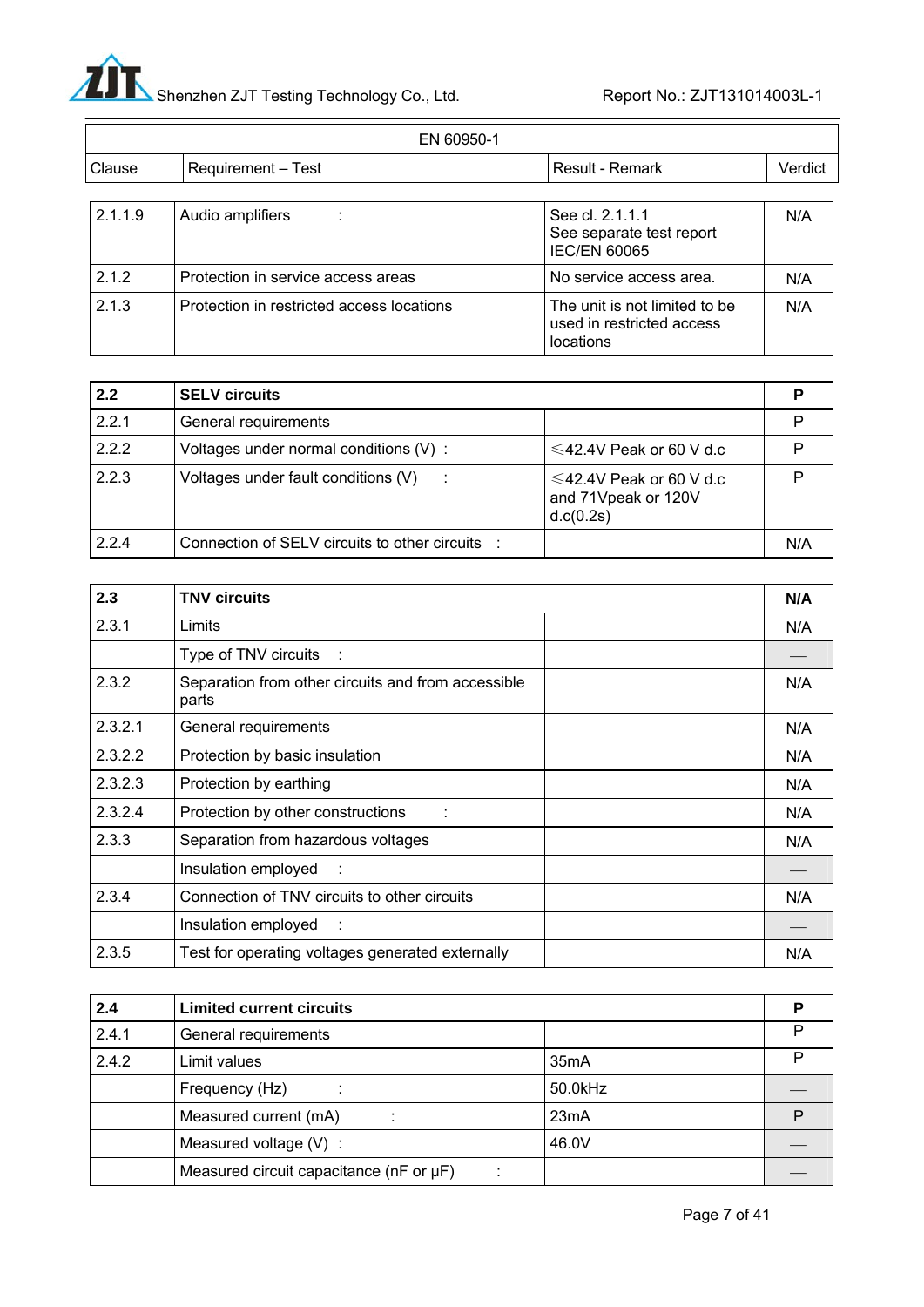| EN 60950-1 | | | |
|---|---|---|---|
| Clause | Requirement – Test | Result - Remark | Verdict |
| 2.1.1.9 | Audio amplifiers : | See cl. 2.1.1.1<br>See separate test report IEC/EN 60065 | N/A |
| 2.1.2 | Protection in service access areas | No service access area. | N/A |
| 2.1.3 | Protection in restricted access locations | The unit is not limited to be used in restricted access locations | N/A |
| **2.2** | **SELV circuits** | | **P** |
| 2.2.1 | General requirements | | P |
| 2.2.2 | Voltages under normal conditions (V) : | ≤42.4V Peak or 60 V d.c | P |
| 2.2.3 | Voltages under fault conditions (V) : | ≤42.4V Peak or 60 V d.c and 71Vpeak or 120V d.c(0.2s) | P |
| 2.2.4 | Connection of SELV circuits to other circuits : | | N/A |
| **2.3** | **TNV circuits** | | **N/A** |
| 2.3.1 | Limits | | N/A |
| | Type of TNV circuits : | | — |
| 2.3.2 | Separation from other circuits and from accessible parts | | N/A |
| 2.3.2.1 | General requirements | | N/A |
| 2.3.2.2 | Protection by basic insulation | | N/A |
| 2.3.2.3 | Protection by earthing | | N/A |
| 2.3.2.4 | Protection by other constructions : | | N/A |
| 2.3.3 | Separation from hazardous voltages | | N/A |
| | Insulation employed : | | — |
| 2.3.4 | Connection of TNV circuits to other circuits | | N/A |
| | Insulation employed : | | — |
| 2.3.5 | Test for operating voltages generated externally | | N/A |
| **2.4** | **Limited current circuits** | | **P** |
| 2.4.1 | General requirements | | P |
| 2.4.2 | Limit values | 35mA | P |
| | Frequency (Hz) : | 50.0kHz | — |
| | Measured current (mA) : | 23mA | P |
| | Measured voltage (V) : | 46.0V | — |
| | Measured circuit capacitance (nF or μF) : | | — |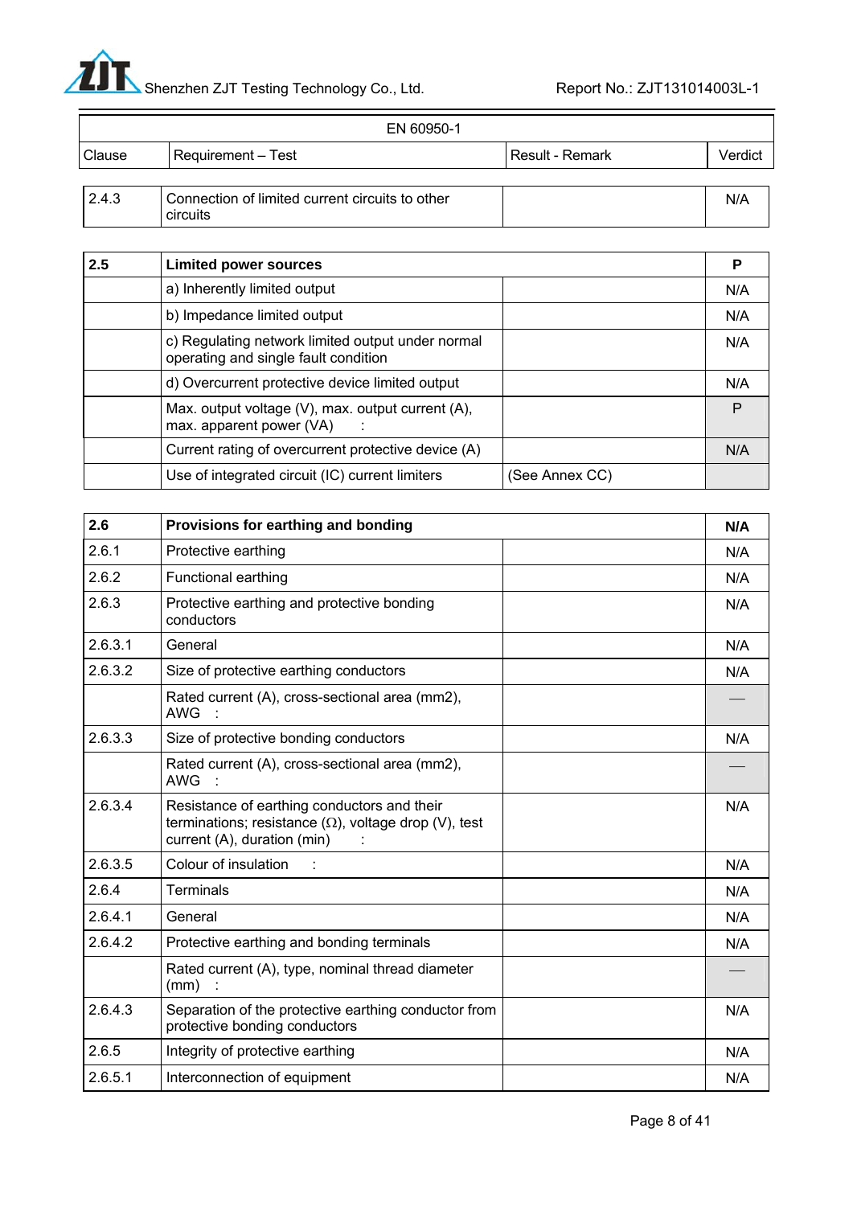| EN 60950-1 | | | |
|---|---|---|---|
| Clause | Requirement – Test | Result - Remark | Verdict |
| 2.4.3 | Connection of limited current circuits to other circuits | | N/A |
| **2.5** | **Limited power sources** | | **P** |
| | a) Inherently limited output | | N/A |
| | b) Impedance limited output | | N/A |
| | c) Regulating network limited output under normal operating and single fault condition | | N/A |
| | d) Overcurrent protective device limited output | | N/A |
| | Max. output voltage (V), max. output current (A), max. apparent power (VA) : | | P |
| | Current rating of overcurrent protective device (A) | | N/A |
| | Use of integrated circuit (IC) current limiters | (See Annex CC) | |
| **2.6** | **Provisions for earthing and bonding** | | **N/A** |
| 2.6.1 | Protective earthing | | N/A |
| 2.6.2 | Functional earthing | | N/A |
| 2.6.3 | Protective earthing and protective bonding conductors | | N/A |
| 2.6.3.1 | General | | N/A |
| 2.6.3.2 | Size of protective earthing conductors | | N/A |
| | Rated current (A), cross-sectional area (mm2), AWG : | | — |
| 2.6.3.3 | Size of protective bonding conductors | | N/A |
| | Rated current (A), cross-sectional area (mm2), AWG : | | — |
| 2.6.3.4 | Resistance of earthing conductors and their terminations; resistance (Ω), voltage drop (V), test current (A), duration (min) : | | N/A |
| 2.6.3.5 | Colour of insulation : | | N/A |
| 2.6.4 | Terminals | | N/A |
| 2.6.4.1 | General | | N/A |
| 2.6.4.2 | Protective earthing and bonding terminals | | N/A |
| | Rated current (A), type, nominal thread diameter (mm) : | | — |
| 2.6.4.3 | Separation of the protective earthing conductor from protective bonding conductors | | N/A |
| 2.6.5 | Integrity of protective earthing | | N/A |
| 2.6.5.1 | Interconnection of equipment | | N/A |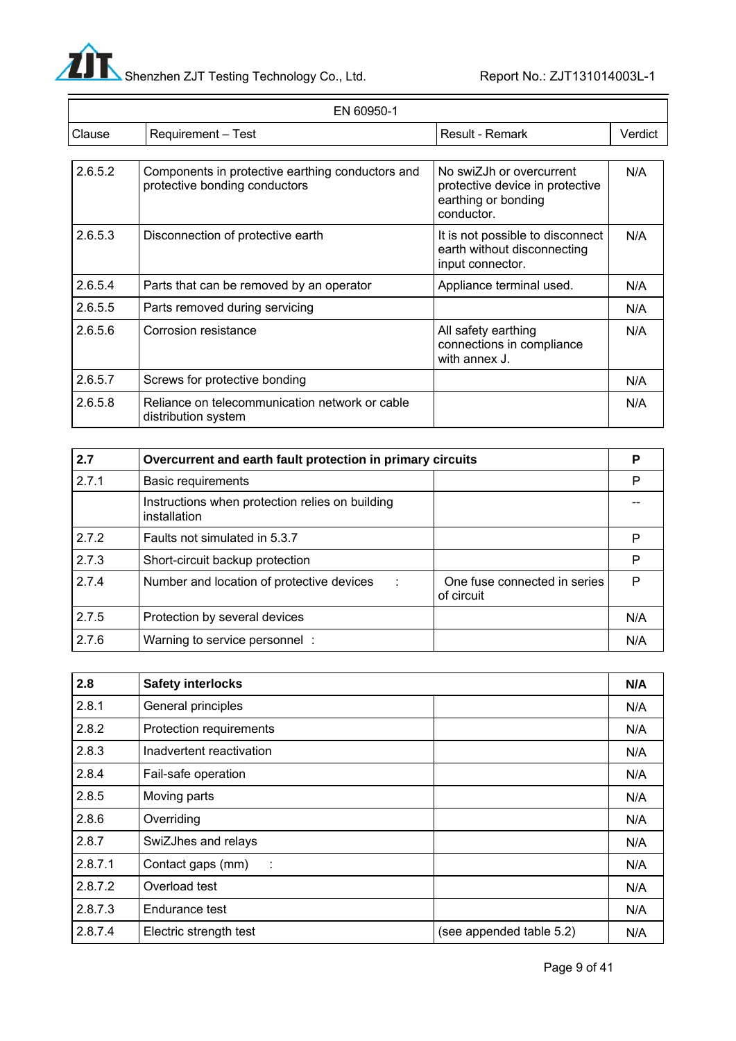| EN 60950-1 | | | |
|---|---|---|---|
| Clause | Requirement – Test | Result - Remark | Verdict |

| | | | |
|---|---|---|---|
| 2.6.5.2 | Components in protective earthing conductors and protective bonding conductors | No swiZJh or overcurrent protective device in protective earthing or bonding conductor. | N/A |
| 2.6.5.3 | Disconnection of protective earth | It is not possible to disconnect earth without disconnecting input connector. | N/A |
| 2.6.5.4 | Parts that can be removed by an operator | Appliance terminal used. | N/A |
| 2.6.5.5 | Parts removed during servicing | | N/A |
| 2.6.5.6 | Corrosion resistance | All safety earthing connections in compliance with annex J. | N/A |
| 2.6.5.7 | Screws for protective bonding | | N/A |
| 2.6.5.8 | Reliance on telecommunication network or cable distribution system | | N/A |

| **2.7** | **Overcurrent and earth fault protection in primary circuits** | | **P** |
|---|---|---|---|
| 2.7.1 | Basic requirements | | P |
| | Instructions when protection relies on building installation | | -- |
| 2.7.2 | Faults not simulated in 5.3.7 | | P |
| 2.7.3 | Short-circuit backup protection | | P |
| 2.7.4 | Number and location of protective devices : | One fuse connected in series of circuit | P |
| 2.7.5 | Protection by several devices | | N/A |
| 2.7.6 | Warning to service personnel : | | N/A |

| **2.8** | **Safety interlocks** | | **N/A** |
|---|---|---|---|
| 2.8.1 | General principles | | N/A |
| 2.8.2 | Protection requirements | | N/A |
| 2.8.3 | Inadvertent reactivation | | N/A |
| 2.8.4 | Fail-safe operation | | N/A |
| 2.8.5 | Moving parts | | N/A |
| 2.8.6 | Overriding | | N/A |
| 2.8.7 | SwiZJhes and relays | | N/A |
| 2.8.7.1 | Contact gaps (mm) : | | N/A |
| 2.8.7.2 | Overload test | | N/A |
| 2.8.7.3 | Endurance test | | N/A |
| 2.8.7.4 | Electric strength test | (see appended table 5.2) | N/A |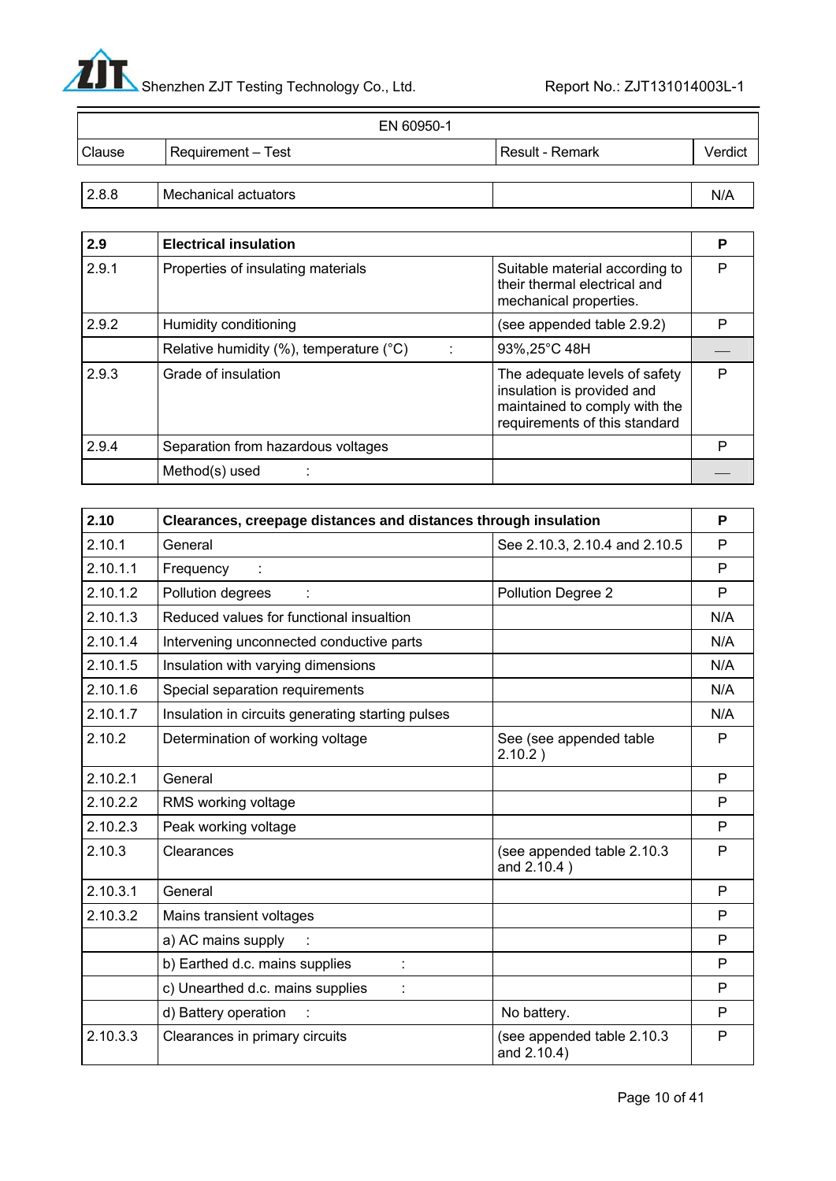| EN 60950-1 | | | |
|---|---|---|---|
| Clause | Requirement – Test | Result - Remark | Verdict |

| 2.8.8 | Mechanical actuators | | N/A |
|---|---|---|---|

| **2.9** | **Electrical insulation** | | **P** |
|---|---|---|---|
| 2.9.1 | Properties of insulating materials | Suitable material according to their thermal electrical and mechanical properties. | P |
| 2.9.2 | Humidity conditioning | (see appended table 2.9.2) | P |
| | Relative humidity (%), temperature (°C) : | 93%,25°C 48H | — |
| 2.9.3 | Grade of insulation | The adequate levels of safety insulation is provided and maintained to comply with the requirements of this standard | P |
| 2.9.4 | Separation from hazardous voltages | | P |
| | Method(s) used : | | — |

| **2.10** | **Clearances, creepage distances and distances through insulation** | | **P** |
|---|---|---|---|
| 2.10.1 | General | See 2.10.3, 2.10.4 and 2.10.5 | P |
| 2.10.1.1 | Frequency : | | P |
| 2.10.1.2 | Pollution degrees : | Pollution Degree 2 | P |
| 2.10.1.3 | Reduced values for functional insualtion | | N/A |
| 2.10.1.4 | Intervening unconnected conductive parts | | N/A |
| 2.10.1.5 | Insulation with varying dimensions | | N/A |
| 2.10.1.6 | Special separation requirements | | N/A |
| 2.10.1.7 | Insulation in circuits generating starting pulses | | N/A |
| 2.10.2 | Determination of working voltage | See (see appended table 2.10.2 ) | P |
| 2.10.2.1 | General | | P |
| 2.10.2.2 | RMS working voltage | | P |
| 2.10.2.3 | Peak working voltage | | P |
| 2.10.3 | Clearances | (see appended table 2.10.3 and 2.10.4 ) | P |
| 2.10.3.1 | General | | P |
| 2.10.3.2 | Mains transient voltages | | P |
| | a) AC mains supply : | | P |
| | b) Earthed d.c. mains supplies : | | P |
| | c) Unearthed d.c. mains supplies : | | P |
| | d) Battery operation : | No battery. | P |
| 2.10.3.3 | Clearances in primary circuits | (see appended table 2.10.3 and 2.10.4) | P |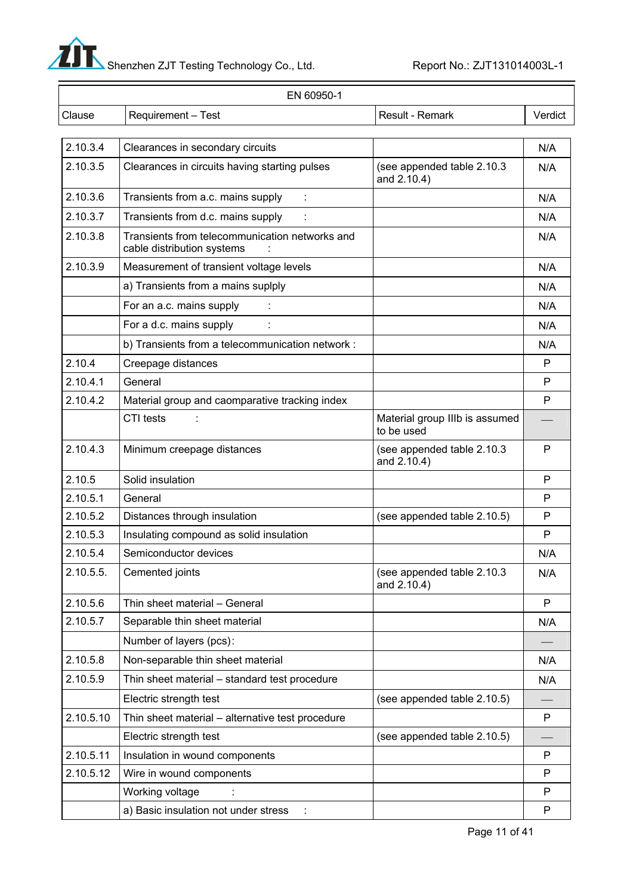| EN 60950-1 | | | |
|---|---|---|---|
| Clause | Requirement – Test | Result - Remark | Verdict |
| 2.10.3.4 | Clearances in secondary circuits | | N/A |
| 2.10.3.5 | Clearances in circuits having starting pulses | (see appended table 2.10.3 and 2.10.4) | N/A |
| 2.10.3.6 | Transients from a.c. mains supply : | | N/A |
| 2.10.3.7 | Transients from d.c. mains supply : | | N/A |
| 2.10.3.8 | Transients from telecommunication networks and cable distribution systems : | | N/A |
| 2.10.3.9 | Measurement of transient voltage levels | | N/A |
| | a) Transients from a mains suplply | | N/A |
| | For an a.c. mains supply : | | N/A |
| | For a d.c. mains supply : | | N/A |
| | b) Transients from a telecommunication network : | | N/A |
| 2.10.4 | Creepage distances | | P |
| 2.10.4.1 | General | | P |
| 2.10.4.2 | Material group and caomparative tracking index | | P |
| | CTI tests : | Material group IIIb is assumed to be used | — |
| 2.10.4.3 | Minimum creepage distances | (see appended table 2.10.3 and 2.10.4) | P |
| 2.10.5 | Solid insulation | | P |
| 2.10.5.1 | General | | P |
| 2.10.5.2 | Distances through insulation | (see appended table 2.10.5) | P |
| 2.10.5.3 | Insulating compound as solid insulation | | P |
| 2.10.5.4 | Semiconductor devices | | N/A |
| 2.10.5.5. | Cemented joints | (see appended table 2.10.3 and 2.10.4) | N/A |
| 2.10.5.6 | Thin sheet material – General | | P |
| 2.10.5.7 | Separable thin sheet material | | N/A |
| | Number of layers (pcs): | | — |
| 2.10.5.8 | Non-separable thin sheet material | | N/A |
| 2.10.5.9 | Thin sheet material – standard test procedure | | N/A |
| | Electric strength test | (see appended table 2.10.5) | — |
| 2.10.5.10 | Thin sheet material – alternative test procedure | | P |
| | Electric strength test | (see appended table 2.10.5) | — |
| 2.10.5.11 | Insulation in wound components | | P |
| 2.10.5.12 | Wire in wound components | | P |
| | Working voltage : | | P |
| | a) Basic insulation not under stress : | | P |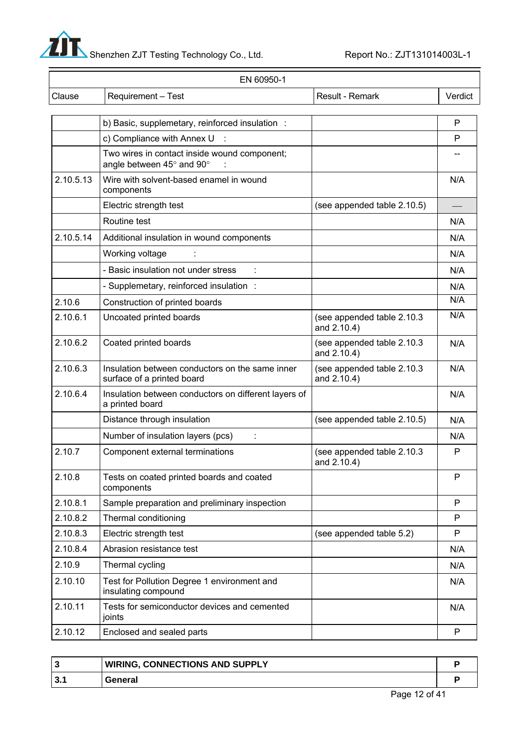| EN 60950-1 | | | |
|---|---|---|---|
| Clause | Requirement – Test | Result - Remark | Verdict |
| | b) Basic, supplemetary, reinforced insulation : | | P |
| | c) Compliance with Annex U : | | P |
| | Two wires in contact inside wound component; angle between 45° and 90° : | | -- |
| 2.10.5.13 | Wire with solvent-based enamel in wound components | | N/A |
| | Electric strength test | (see appended table 2.10.5) | — |
| | Routine test | | N/A |
| 2.10.5.14 | Additional insulation in wound components | | N/A |
| | Working voltage : | | N/A |
| | - Basic insulation not under stress : | | N/A |
| | - Supplemetary, reinforced insulation : | | N/A |
| 2.10.6 | Construction of printed boards | | N/A |
| 2.10.6.1 | Uncoated printed boards | (see appended table 2.10.3 and 2.10.4) | N/A |
| 2.10.6.2 | Coated printed boards | (see appended table 2.10.3 and 2.10.4) | N/A |
| 2.10.6.3 | Insulation between conductors on the same inner surface of a printed board | (see appended table 2.10.3 and 2.10.4) | N/A |
| 2.10.6.4 | Insulation between conductors on different layers of a printed board | | N/A |
| | Distance through insulation | (see appended table 2.10.5) | N/A |
| | Number of insulation layers (pcs) : | | N/A |
| 2.10.7 | Component external terminations | (see appended table 2.10.3 and 2.10.4) | P |
| 2.10.8 | Tests on coated printed boards and coated components | | P |
| 2.10.8.1 | Sample preparation and preliminary inspection | | P |
| 2.10.8.2 | Thermal conditioning | | P |
| 2.10.8.3 | Electric strength test | (see appended table 5.2) | P |
| 2.10.8.4 | Abrasion resistance test | | N/A |
| 2.10.9 | Thermal cycling | | N/A |
| 2.10.10 | Test for Pollution Degree 1 environment and insulating compound | | N/A |
| 2.10.11 | Tests for semiconductor devices and cemented joints | | N/A |
| 2.10.12 | Enclosed and sealed parts | | P |

| **3** | **WIRING, CONNECTIONS AND SUPPLY** | **P** |
|---|---|---|
| **3.1** | **General** | **P** |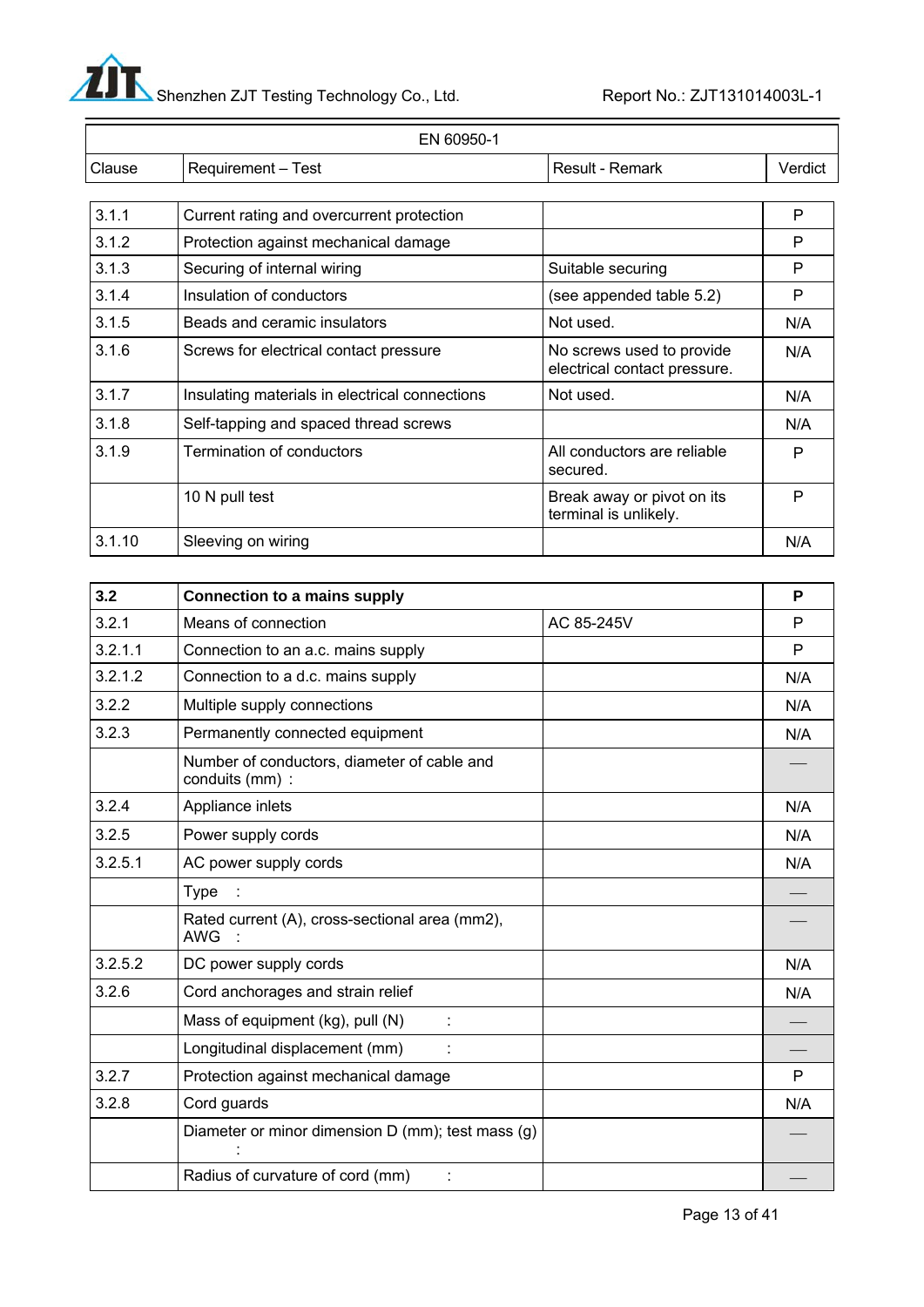| EN 60950-1 | | | |
|---|---|---|---|
| Clause | Requirement – Test | Result - Remark | Verdict |
| 3.1.1 | Current rating and overcurrent protection | | P |
| 3.1.2 | Protection against mechanical damage | | P |
| 3.1.3 | Securing of internal wiring | Suitable securing | P |
| 3.1.4 | Insulation of conductors | (see appended table 5.2) | P |
| 3.1.5 | Beads and ceramic insulators | Not used. | N/A |
| 3.1.6 | Screws for electrical contact pressure | No screws used to provide electrical contact pressure. | N/A |
| 3.1.7 | Insulating materials in electrical connections | Not used. | N/A |
| 3.1.8 | Self-tapping and spaced thread screws | | N/A |
| 3.1.9 | Termination of conductors | All conductors are reliable secured. | P |
| | 10 N pull test | Break away or pivot on its terminal is unlikely. | P |
| 3.1.10 | Sleeving on wiring | | N/A |

| | | | |
|---|---|---|---|
| **3.2** | **Connection to a mains supply** | | **P** |
| 3.2.1 | Means of connection | AC 85-245V | P |
| 3.2.1.1 | Connection to an a.c. mains supply | | P |
| 3.2.1.2 | Connection to a d.c. mains supply | | N/A |
| 3.2.2 | Multiple supply connections | | N/A |
| 3.2.3 | Permanently connected equipment | | N/A |
| | Number of conductors, diameter of cable and conduits (mm) : | | — |
| 3.2.4 | Appliance inlets | | N/A |
| 3.2.5 | Power supply cords | | N/A |
| 3.2.5.1 | AC power supply cords | | N/A |
| | Type : | | — |
| | Rated current (A), cross-sectional area (mm2), AWG : | | — |
| 3.2.5.2 | DC power supply cords | | N/A |
| 3.2.6 | Cord anchorages and strain relief | | N/A |
| | Mass of equipment (kg), pull (N) : | | — |
| | Longitudinal displacement (mm) : | | — |
| 3.2.7 | Protection against mechanical damage | | P |
| 3.2.8 | Cord guards | | N/A |
| | Diameter or minor dimension D (mm); test mass (g) : | | — |
| | Radius of curvature of cord (mm) : | | — |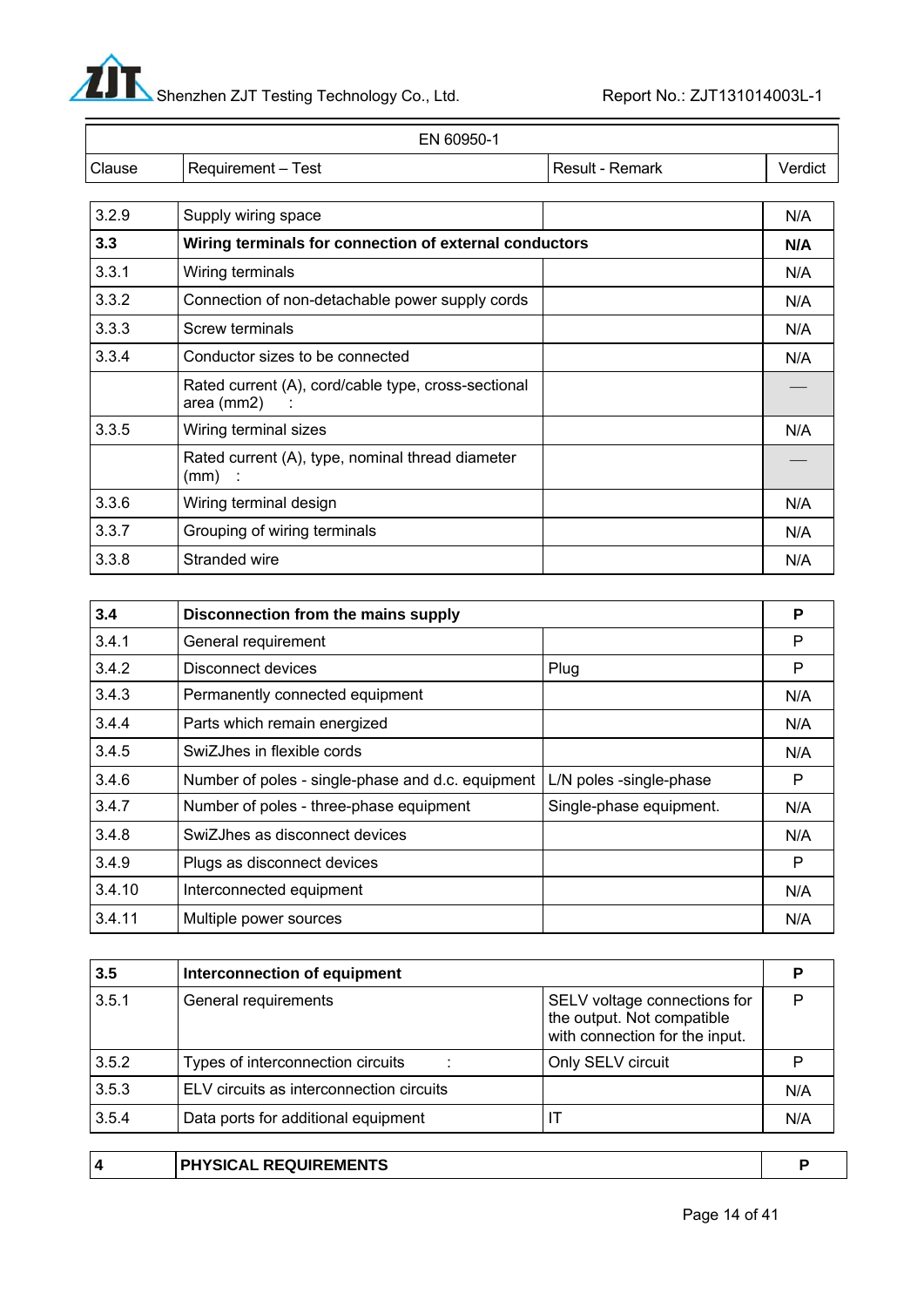| EN 60950-1 | | | |
|---|---|---|---|
| Clause | Requirement – Test | Result - Remark | Verdict |
| 3.2.9 | Supply wiring space | | N/A |
| **3.3** | **Wiring terminals for connection of external conductors** | | **N/A** |
| 3.3.1 | Wiring terminals | | N/A |
| 3.3.2 | Connection of non-detachable power supply cords | | N/A |
| 3.3.3 | Screw terminals | | N/A |
| 3.3.4 | Conductor sizes to be connected | | N/A |
| | Rated current (A), cord/cable type, cross-sectional area (mm2) : | | — |
| 3.3.5 | Wiring terminal sizes | | N/A |
| | Rated current (A), type, nominal thread diameter (mm) : | | — |
| 3.3.6 | Wiring terminal design | | N/A |
| 3.3.7 | Grouping of wiring terminals | | N/A |
| 3.3.8 | Stranded wire | | N/A |
| **3.4** | **Disconnection from the mains supply** | | **P** |
| 3.4.1 | General requirement | | P |
| 3.4.2 | Disconnect devices | Plug | P |
| 3.4.3 | Permanently connected equipment | | N/A |
| 3.4.4 | Parts which remain energized | | N/A |
| 3.4.5 | SwiZJhes in flexible cords | | N/A |
| 3.4.6 | Number of poles - single-phase and d.c. equipment | L/N poles -single-phase | P |
| 3.4.7 | Number of poles - three-phase equipment | Single-phase equipment. | N/A |
| 3.4.8 | SwiZJhes as disconnect devices | | N/A |
| 3.4.9 | Plugs as disconnect devices | | P |
| 3.4.10 | Interconnected equipment | | N/A |
| 3.4.11 | Multiple power sources | | N/A |
| **3.5** | **Interconnection of equipment** | | **P** |
| 3.5.1 | General requirements | SELV voltage connections for the output. Not compatible with connection for the input. | P |
| 3.5.2 | Types of interconnection circuits : | Only SELV circuit | P |
| 3.5.3 | ELV circuits as interconnection circuits | | N/A |
| 3.5.4 | Data ports for additional equipment | IT | N/A |
| **4** | **PHYSICAL REQUIREMENTS** | | **P** |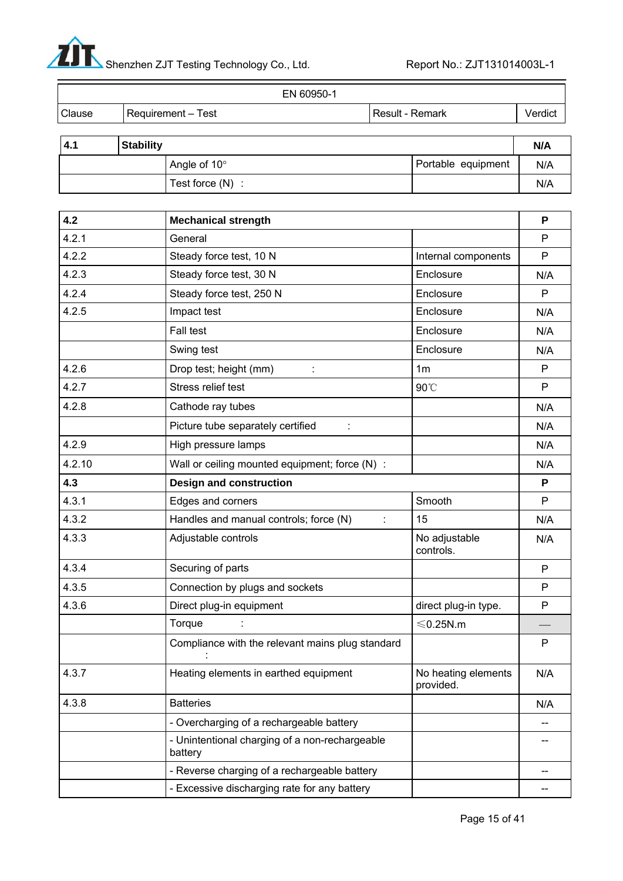| EN 60950-1 | | | |
|---|---|---|---|
| Clause | Requirement – Test | Result - Remark | Verdict |

| **4.1** | **Stability** | | **N/A** |
|---|---|---|---|
| | Angle of 10° | Portable equipment | N/A |
| | Test force (N) : | | N/A |

| **4.2** | **Mechanical strength** | | **P** |
|---|---|---|---|
| 4.2.1 | General | | P |
| 4.2.2 | Steady force test, 10 N | Internal components | P |
| 4.2.3 | Steady force test, 30 N | Enclosure | N/A |
| 4.2.4 | Steady force test, 250 N | Enclosure | P |
| 4.2.5 | Impact test | Enclosure | N/A |
| | Fall test | Enclosure | N/A |
| | Swing test | Enclosure | N/A |
| 4.2.6 | Drop test; height (mm) : | 1m | P |
| 4.2.7 | Stress relief test | 90℃ | P |
| 4.2.8 | Cathode ray tubes | | N/A |
| | Picture tube separately certified : | | N/A |
| 4.2.9 | High pressure lamps | | N/A |
| 4.2.10 | Wall or ceiling mounted equipment; force (N) : | | N/A |
| **4.3** | **Design and construction** | | **P** |
| 4.3.1 | Edges and corners | Smooth | P |
| 4.3.2 | Handles and manual controls; force (N) : | 15 | N/A |
| 4.3.3 | Adjustable controls | No adjustable controls. | N/A |
| 4.3.4 | Securing of parts | | P |
| 4.3.5 | Connection by plugs and sockets | | P |
| 4.3.6 | Direct plug-in equipment | direct plug-in type. | P |
| | Torque : | ≤0.25N.m | — |
| | Compliance with the relevant mains plug standard : | | P |
| 4.3.7 | Heating elements in earthed equipment | No heating elements provided. | N/A |
| 4.3.8 | Batteries | | N/A |
| | - Overcharging of a rechargeable battery | | -- |
| | - Unintentional charging of a non-rechargeable battery | | -- |
| | - Reverse charging of a rechargeable battery | | -- |
| | - Excessive discharging rate for any battery | | -- |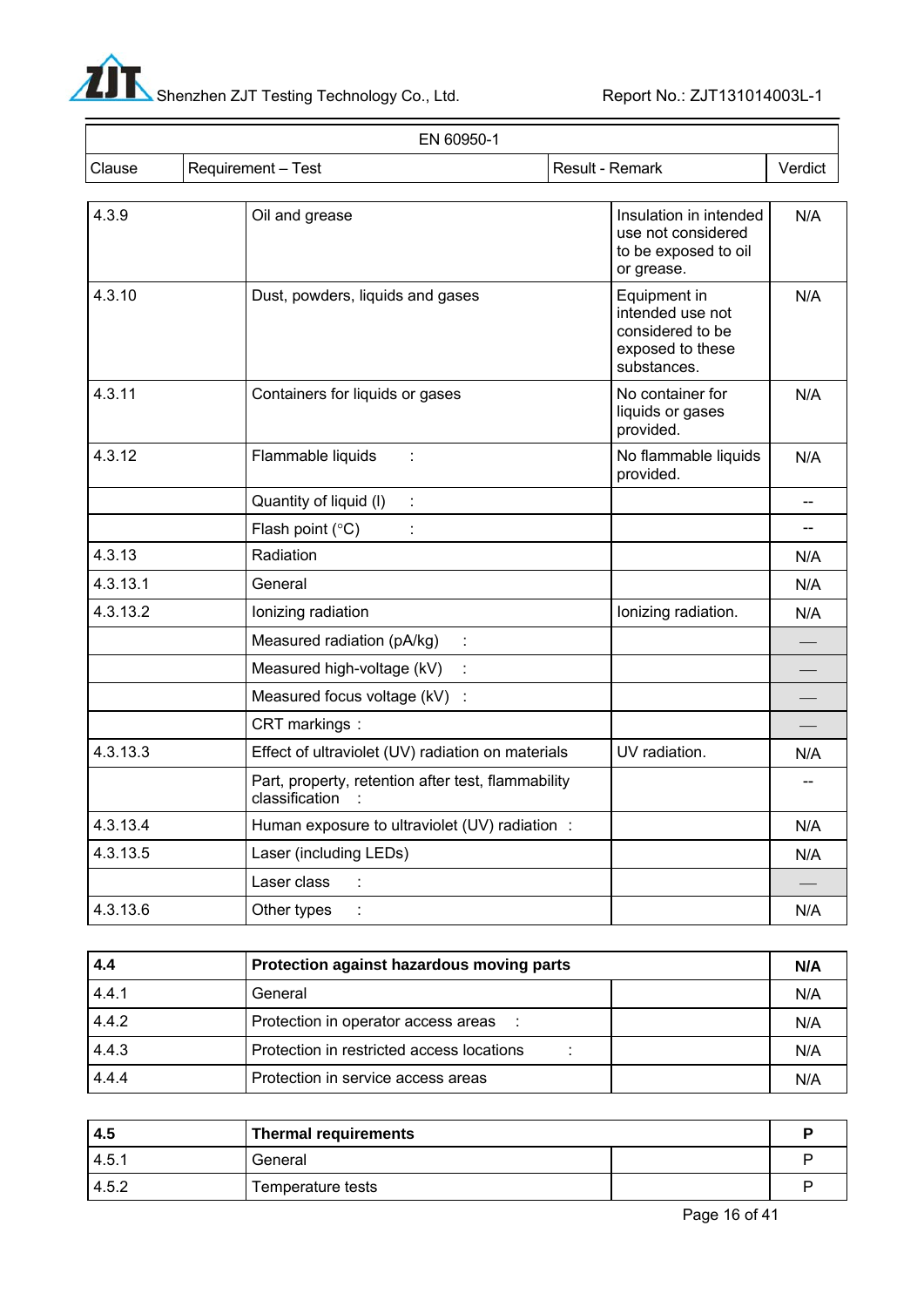| EN 60950-1 | | | |
|---|---|---|---|
| Clause | Requirement – Test | Result - Remark | Verdict |
| 4.3.9 | Oil and grease | Insulation in intended use not considered to be exposed to oil or grease. | N/A |
| 4.3.10 | Dust, powders, liquids and gases | Equipment in intended use not considered to be exposed to these substances. | N/A |
| 4.3.11 | Containers for liquids or gases | No container for liquids or gases provided. | N/A |
| 4.3.12 | Flammable liquids : | No flammable liquids provided. | N/A |
| | Quantity of liquid (l) : | | -- |
| | Flash point (°C) : | | -- |
| 4.3.13 | Radiation | | N/A |
| 4.3.13.1 | General | | N/A |
| 4.3.13.2 | Ionizing radiation | Ionizing radiation. | N/A |
| | Measured radiation (pA/kg) : | | — |
| | Measured high-voltage (kV) : | | — |
| | Measured focus voltage (kV) : | | — |
| | CRT markings : | | — |
| 4.3.13.3 | Effect of ultraviolet (UV) radiation on materials | UV radiation. | N/A |
| | Part, property, retention after test, flammability classification : | | -- |
| 4.3.13.4 | Human exposure to ultraviolet (UV) radiation : | | N/A |
| 4.3.13.5 | Laser (including LEDs) | | N/A |
| | Laser class : | | — |
| 4.3.13.6 | Other types : | | N/A |

| **4.4** | **Protection against hazardous moving parts** | | **N/A** |
|---|---|---|---|
| 4.4.1 | General | | N/A |
| 4.4.2 | Protection in operator access areas : | | N/A |
| 4.4.3 | Protection in restricted access locations : | | N/A |
| 4.4.4 | Protection in service access areas | | N/A |

| **4.5** | **Thermal requirements** | | **P** |
|---|---|---|---|
| 4.5.1 | General | | P |
| 4.5.2 | Temperature tests | | P |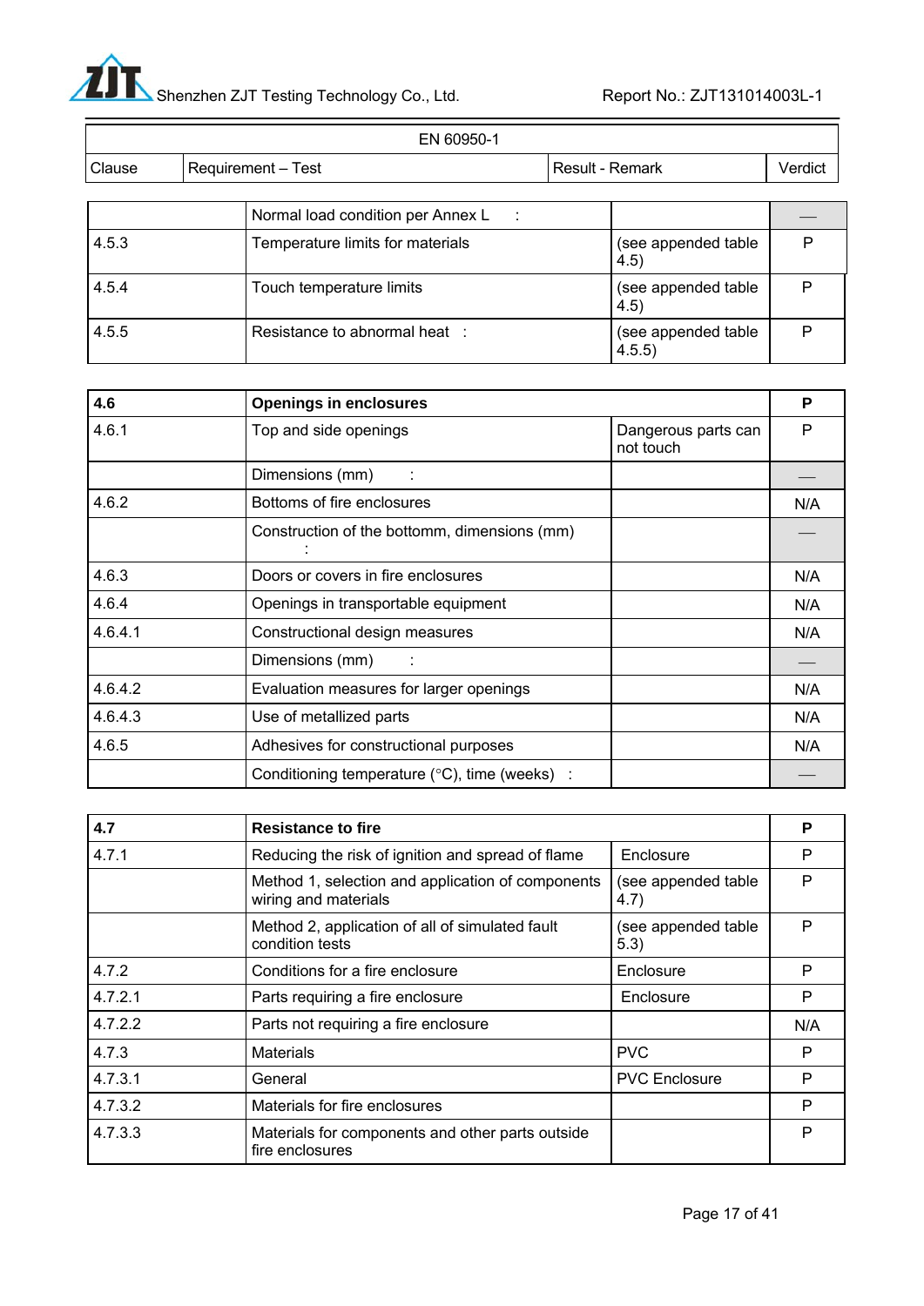| EN 60950-1 | | | |
|---|---|---|---|
| Clause | Requirement – Test | Result - Remark | Verdict |

| | | | |
|---|---|---|---|
| | Normal load condition per Annex L : | | — |
| 4.5.3 | Temperature limits for materials | (see appended table 4.5) | P |
| 4.5.4 | Touch temperature limits | (see appended table 4.5) | P |
| 4.5.5 | Resistance to abnormal heat : | (see appended table 4.5.5) | P |

| | | | |
|---|---|---|---|
| **4.6** | **Openings in enclosures** | | **P** |
| 4.6.1 | Top and side openings | Dangerous parts can not touch | P |
| | Dimensions (mm) : | | — |
| 4.6.2 | Bottoms of fire enclosures | | N/A |
| | Construction of the bottomm, dimensions (mm) : | | — |
| 4.6.3 | Doors or covers in fire enclosures | | N/A |
| 4.6.4 | Openings in transportable equipment | | N/A |
| 4.6.4.1 | Constructional design measures | | N/A |
| | Dimensions (mm) : | | — |
| 4.6.4.2 | Evaluation measures for larger openings | | N/A |
| 4.6.4.3 | Use of metallized parts | | N/A |
| 4.6.5 | Adhesives for constructional purposes | | N/A |
| | Conditioning temperature (°C), time (weeks) : | | — |

| | | | |
|---|---|---|---|
| **4.7** | **Resistance to fire** | | **P** |
| 4.7.1 | Reducing the risk of ignition and spread of flame | Enclosure | P |
| | Method 1, selection and application of components wiring and materials | (see appended table 4.7) | P |
| | Method 2, application of all of simulated fault condition tests | (see appended table 5.3) | P |
| 4.7.2 | Conditions for a fire enclosure | Enclosure | P |
| 4.7.2.1 | Parts requiring a fire enclosure | Enclosure | P |
| 4.7.2.2 | Parts not requiring a fire enclosure | | N/A |
| 4.7.3 | Materials | PVC | P |
| 4.7.3.1 | General | PVC Enclosure | P |
| 4.7.3.2 | Materials for fire enclosures | | P |
| 4.7.3.3 | Materials for components and other parts outside fire enclosures | | P |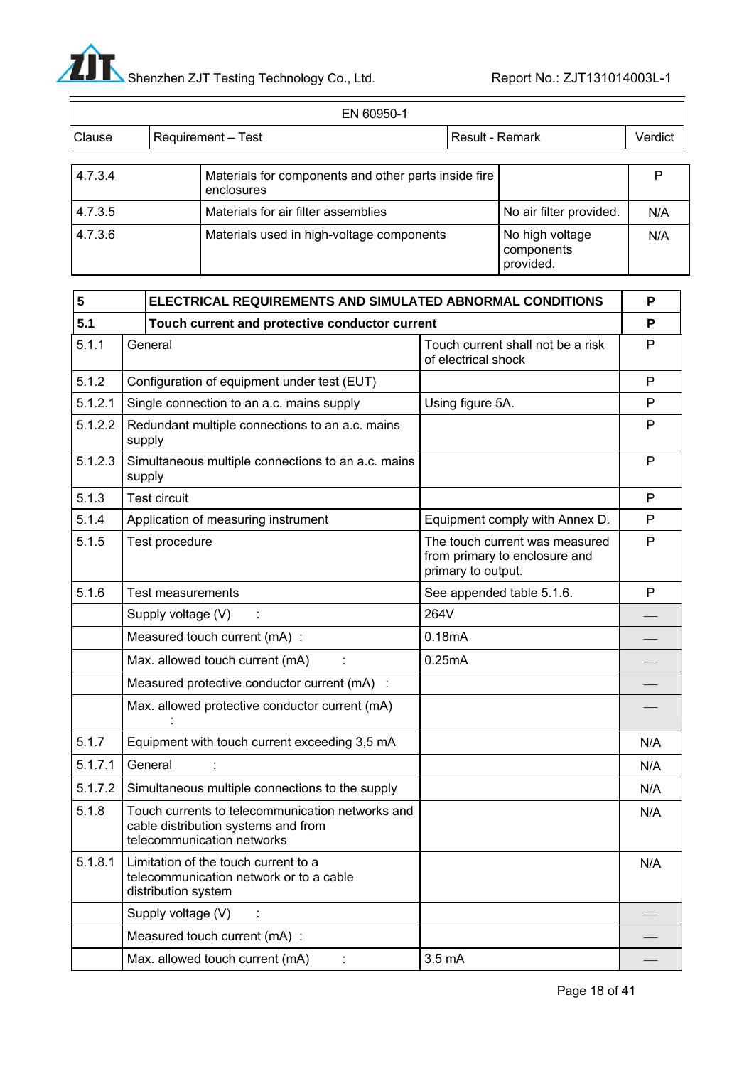| EN 60950-1 | | | |
|---|---|---|---|
| Clause | Requirement – Test | Result - Remark | Verdict |
| 4.7.3.4 | Materials for components and other parts inside fire enclosures | | P |
| 4.7.3.5 | Materials for air filter assemblies | No air filter provided. | N/A |
| 4.7.3.6 | Materials used in high-voltage components | No high voltage components provided. | N/A |
| **5** | **ELECTRICAL REQUIREMENTS AND SIMULATED ABNORMAL CONDITIONS** | | **P** |
| **5.1** | **Touch current and protective conductor current** | | **P** |
| 5.1.1 | General | Touch current shall not be a risk of electrical shock | P |
| 5.1.2 | Configuration of equipment under test (EUT) | | P |
| 5.1.2.1 | Single connection to an a.c. mains supply | Using figure 5A. | P |
| 5.1.2.2 | Redundant multiple connections to an a.c. mains supply | | P |
| 5.1.2.3 | Simultaneous multiple connections to an a.c. mains supply | | P |
| 5.1.3 | Test circuit | | P |
| 5.1.4 | Application of measuring instrument | Equipment comply with Annex D. | P |
| 5.1.5 | Test procedure | The touch current was measured from primary to enclosure and primary to output. | P |
| 5.1.6 | Test measurements | See appended table 5.1.6. | P |
| | Supply voltage (V) : | 264V | — |
| | Measured touch current (mA) : | 0.18mA | — |
| | Max. allowed touch current (mA) : | 0.25mA | — |
| | Measured protective conductor current (mA) : | | — |
| | Max. allowed protective conductor current (mA) : | | — |
| 5.1.7 | Equipment with touch current exceeding 3,5 mA | | N/A |
| 5.1.7.1 | General : | | N/A |
| 5.1.7.2 | Simultaneous multiple connections to the supply | | N/A |
| 5.1.8 | Touch currents to telecommunication networks and cable distribution systems and from telecommunication networks | | N/A |
| 5.1.8.1 | Limitation of the touch current to a telecommunication network or to a cable distribution system | | N/A |
| | Supply voltage (V) : | | — |
| | Measured touch current (mA) : | | — |
| | Max. allowed touch current (mA) : | 3.5 mA | — |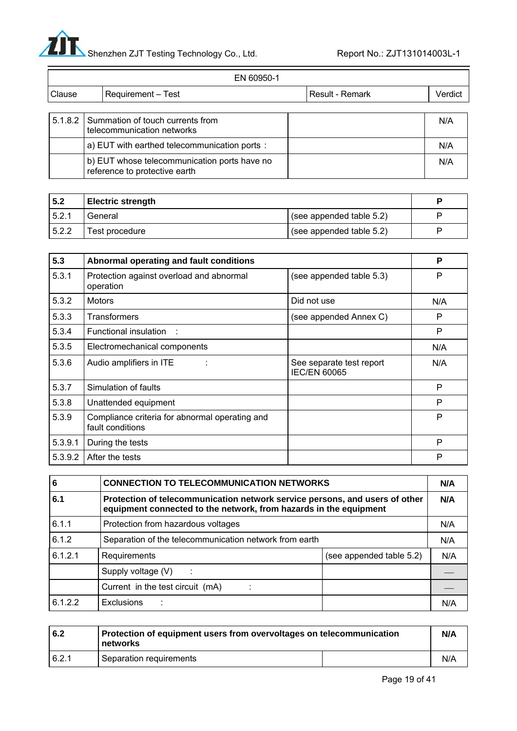| EN 60950-1 | | | |
|---|---|---|---|
| Clause | Requirement – Test | Result - Remark | Verdict |

| | | | |
|---|---|---|---|
| 5.1.8.2 | Summation of touch currents from telecommunication networks | | N/A |
| | a) EUT with earthed telecommunication ports : | | N/A |
| | b) EUT whose telecommunication ports have no reference to protective earth | | N/A |

| | | | |
|---|---|---|---|
| **5.2** | **Electric strength** | | **P** |
| 5.2.1 | General | (see appended table 5.2) | P |
| 5.2.2 | Test procedure | (see appended table 5.2) | P |

| | | | |
|---|---|---|---|
| **5.3** | **Abnormal operating and fault conditions** | | **P** |
| 5.3.1 | Protection against overload and abnormal operation | (see appended table 5.3) | P |
| 5.3.2 | Motors | Did not use | N/A |
| 5.3.3 | Transformers | (see appended Annex C) | P |
| 5.3.4 | Functional insulation : | | P |
| 5.3.5 | Electromechanical components | | N/A |
| 5.3.6 | Audio amplifiers in ITE : | See separate test report IEC/EN 60065 | N/A |
| 5.3.7 | Simulation of faults | | P |
| 5.3.8 | Unattended equipment | | P |
| 5.3.9 | Compliance criteria for abnormal operating and fault conditions | | P |
| 5.3.9.1 | During the tests | | P |
| 5.3.9.2 | After the tests | | P |

| | | | |
|---|---|---|---|
| **6** | **CONNECTION TO TELECOMMUNICATION NETWORKS** | | **N/A** |
| **6.1** | **Protection of telecommunication network service persons, and users of other equipment connected to the network, from hazards in the equipment** | | **N/A** |
| 6.1.1 | Protection from hazardous voltages | | N/A |
| 6.1.2 | Separation of the telecommunication network from earth | | N/A |
| 6.1.2.1 | Requirements | (see appended table 5.2) | N/A |
| | Supply voltage (V) : | | — |
| | Current in the test circuit (mA) : | | — |
| 6.1.2.2 | Exclusions : | | N/A |

| | | | |
|---|---|---|---|
| **6.2** | **Protection of equipment users from overvoltages on telecommunication networks** | | **N/A** |
| 6.2.1 | Separation requirements | | N/A |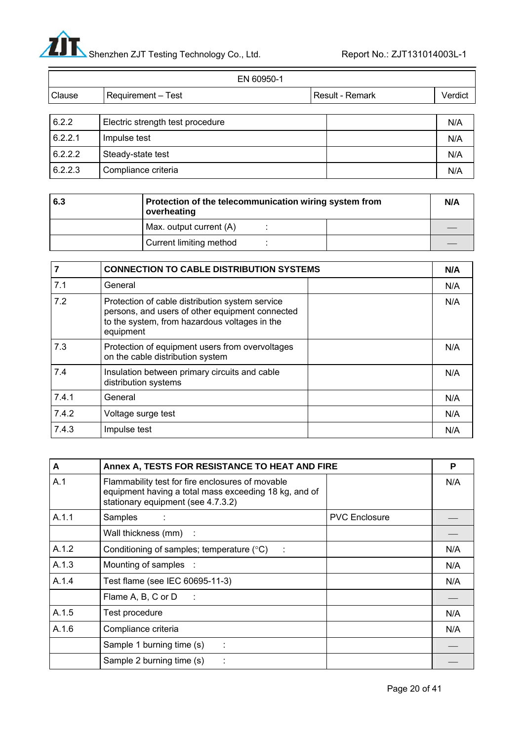| EN 60950-1 | | | |
|---|---|---|---|
| Clause | Requirement – Test | Result - Remark | Verdict |

| 6.2.2 | Electric strength test procedure | | N/A |
|---|---|---|---|
| 6.2.2.1 | Impulse test | | N/A |
| 6.2.2.2 | Steady-state test | | N/A |
| 6.2.2.3 | Compliance criteria | | N/A |

| **6.3** | **Protection of the telecommunication wiring system from overheating** | | **N/A** |
|---|---|---|---|
| | Max. output current (A) : | | — |
| | Current limiting method : | | — |

| **7** | **CONNECTION TO CABLE DISTRIBUTION SYSTEMS** | | **N/A** |
|---|---|---|---|
| 7.1 | General | | N/A |
| 7.2 | Protection of cable distribution system service persons, and users of other equipment connected to the system, from hazardous voltages in the equipment | | N/A |
| 7.3 | Protection of equipment users from overvoltages on the cable distribution system | | N/A |
| 7.4 | Insulation between primary circuits and cable distribution systems | | N/A |
| 7.4.1 | General | | N/A |
| 7.4.2 | Voltage surge test | | N/A |
| 7.4.3 | Impulse test | | N/A |

| **A** | **Annex A, TESTS FOR RESISTANCE TO HEAT AND FIRE** | | **P** |
|---|---|---|---|
| A.1 | Flammability test for fire enclosures of movable equipment having a total mass exceeding 18 kg, and of stationary equipment (see 4.7.3.2) | | N/A |
| A.1.1 | Samples : | PVC Enclosure | — |
| | Wall thickness (mm) : | | — |
| A.1.2 | Conditioning of samples; temperature (°C) : | | N/A |
| A.1.3 | Mounting of samples : | | N/A |
| A.1.4 | Test flame (see IEC 60695-11-3) | | N/A |
| | Flame A, B, C or D : | | — |
| A.1.5 | Test procedure | | N/A |
| A.1.6 | Compliance criteria | | N/A |
| | Sample 1 burning time (s) : | | — |
| | Sample 2 burning time (s) : | | — |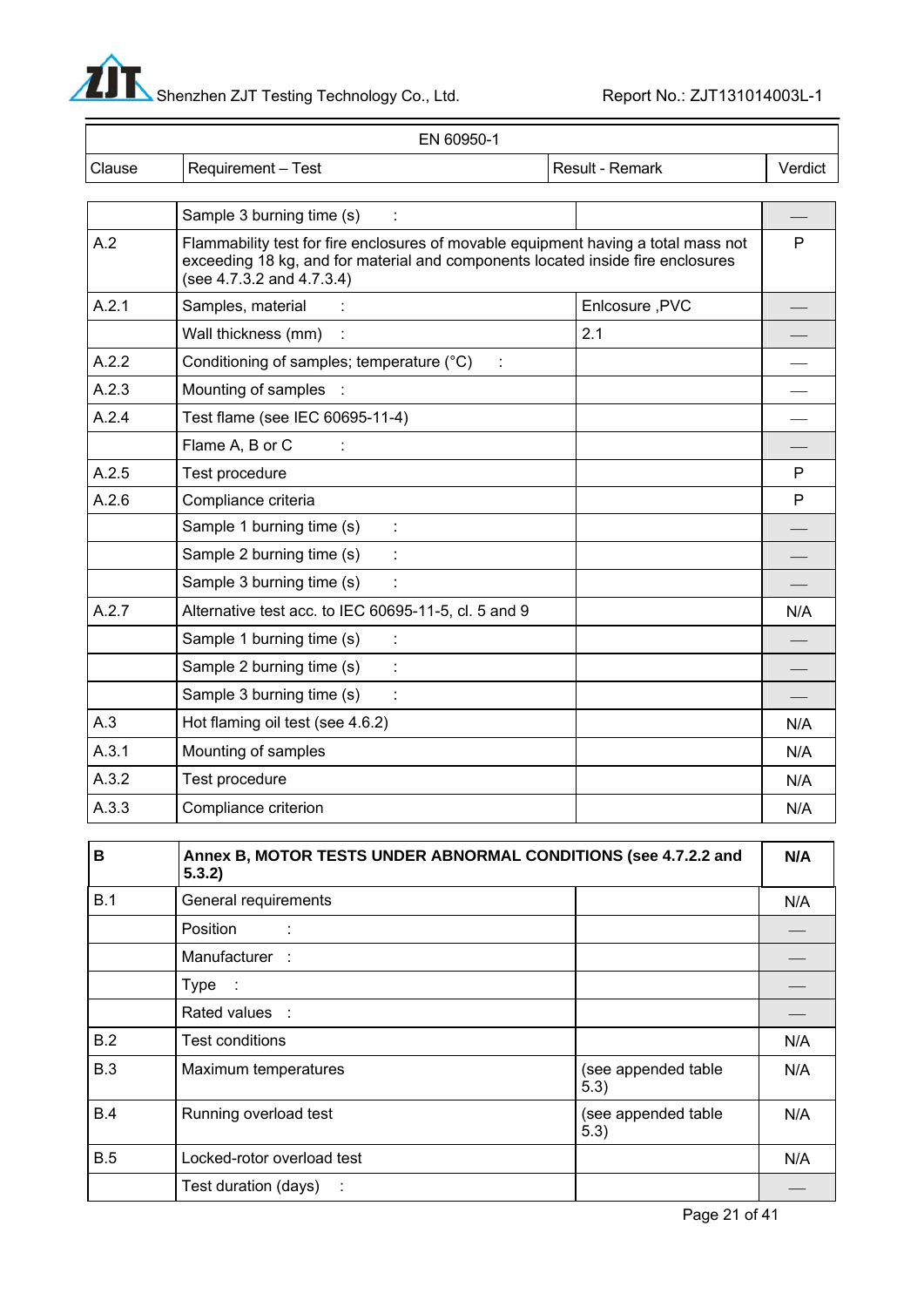| EN 60950-1 | | | |
|---|---|---|---|
| Clause | Requirement – Test | Result - Remark | Verdict |
| | Sample 3 burning time (s) : | | — |
| A.2 | Flammability test for fire enclosures of movable equipment having a total mass not exceeding 18 kg, and for material and components located inside fire enclosures (see 4.7.3.2 and 4.7.3.4) | | P |
| A.2.1 | Samples, material : | Enlcosure ,PVC | — |
| | Wall thickness (mm) : | 2.1 | — |
| A.2.2 | Conditioning of samples; temperature (°C) : | | — |
| A.2.3 | Mounting of samples : | | — |
| A.2.4 | Test flame (see IEC 60695-11-4) | | — |
| | Flame A, B or C : | | — |
| A.2.5 | Test procedure | | P |
| A.2.6 | Compliance criteria | | P |
| | Sample 1 burning time (s) : | | — |
| | Sample 2 burning time (s) : | | — |
| | Sample 3 burning time (s) : | | — |
| A.2.7 | Alternative test acc. to IEC 60695-11-5, cl. 5 and 9 | | N/A |
| | Sample 1 burning time (s) : | | — |
| | Sample 2 burning time (s) : | | — |
| | Sample 3 burning time (s) : | | — |
| A.3 | Hot flaming oil test (see 4.6.2) | | N/A |
| A.3.1 | Mounting of samples | | N/A |
| A.3.2 | Test procedure | | N/A |
| A.3.3 | Compliance criterion | | N/A |

| **B** | **Annex B, MOTOR TESTS UNDER ABNORMAL CONDITIONS (see 4.7.2.2 and 5.3.2)** | | **N/A** |
|---|---|---|---|
| B.1 | General requirements | | N/A |
| | Position : | | — |
| | Manufacturer : | | — |
| | Type : | | — |
| | Rated values : | | — |
| B.2 | Test conditions | | N/A |
| B.3 | Maximum temperatures | (see appended table 5.3) | N/A |
| B.4 | Running overload test | (see appended table 5.3) | N/A |
| B.5 | Locked-rotor overload test | | N/A |
| | Test duration (days) : | | — |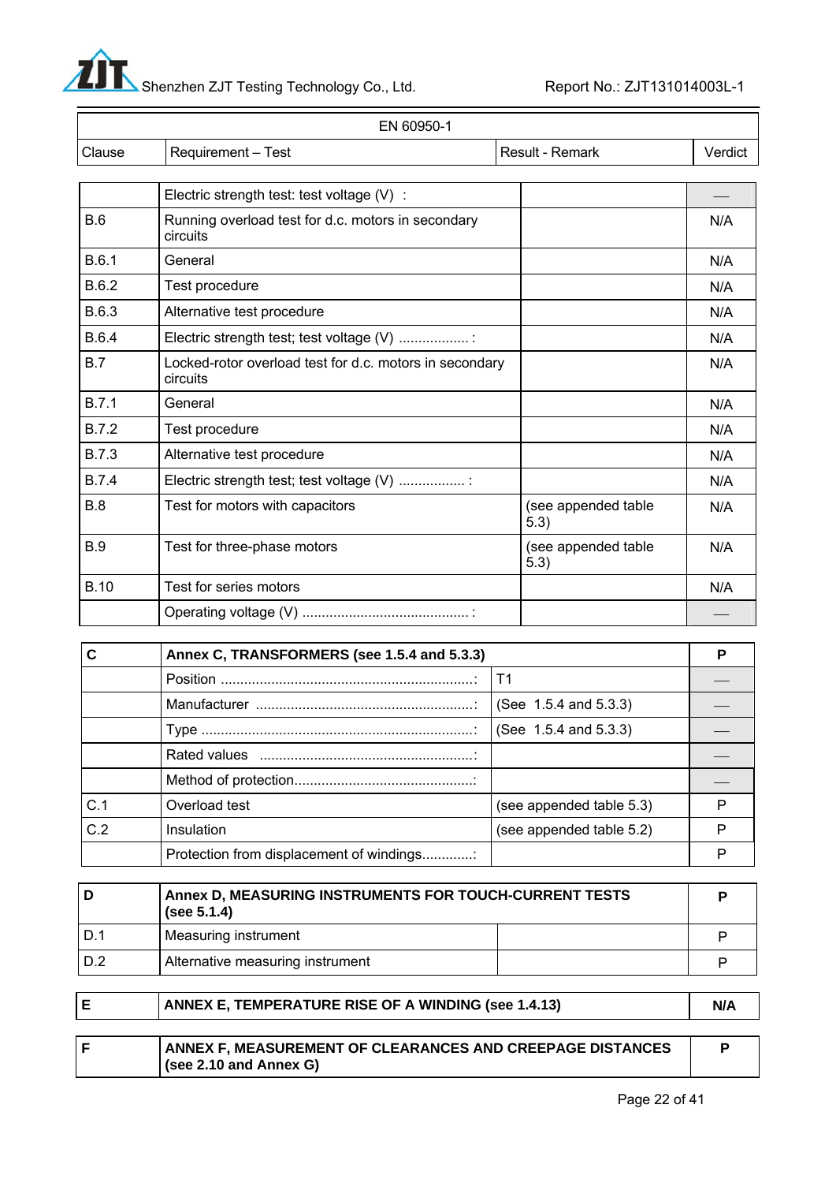| EN 60950-1 | | | |
|---|---|---|---|
| Clause | Requirement – Test | Result - Remark | Verdict |

| | | | |
|---|---|---|---|
| | Electric strength test: test voltage (V) : | | — |
| B.6 | Running overload test for d.c. motors in secondary circuits | | N/A |
| B.6.1 | General | | N/A |
| B.6.2 | Test procedure | | N/A |
| B.6.3 | Alternative test procedure | | N/A |
| B.6.4 | Electric strength test; test voltage (V) .................. : | | N/A |
| B.7 | Locked-rotor overload test for d.c. motors in secondary circuits | | N/A |
| B.7.1 | General | | N/A |
| B.7.2 | Test procedure | | N/A |
| B.7.3 | Alternative test procedure | | N/A |
| B.7.4 | Electric strength test; test voltage (V) ................. : | | N/A |
| B.8 | Test for motors with capacitors | (see appended table 5.3) | N/A |
| B.9 | Test for three-phase motors | (see appended table 5.3) | N/A |
| B.10 | Test for series motors | | N/A |
| | Operating voltage (V) ........................................... : | | — |

| | | | |
|---|---|---|---|
| **C** | **Annex C, TRANSFORMERS (see 1.5.4 and 5.3.3)** | | **P** |
| | Position ..................................................................: | T1 | — |
| | Manufacturer ........................................................: | (See 1.5.4 and 5.3.3) | — |
| | Type .......................................................................: | (See 1.5.4 and 5.3.3) | — |
| | Rated values .......................................................: | | — |
| | Method of protection..............................................: | | — |
| C.1 | Overload test | (see appended table 5.3) | P |
| C.2 | Insulation | (see appended table 5.2) | P |
| | Protection from displacement of windings.............: | | P |

| | | | |
|---|---|---|---|
| **D** | **Annex D, MEASURING INSTRUMENTS FOR TOUCH-CURRENT TESTS (see 5.1.4)** | | **P** |
| D.1 | Measuring instrument | | P |
| D.2 | Alternative measuring instrument | | P |

| | | |
|---|---|---|
| **E** | **ANNEX E, TEMPERATURE RISE OF A WINDING (see 1.4.13)** | **N/A** |

| | | |
|---|---|---|
| **F** | **ANNEX F, MEASUREMENT OF CLEARANCES AND CREEPAGE DISTANCES (see 2.10 and Annex G)** | **P** |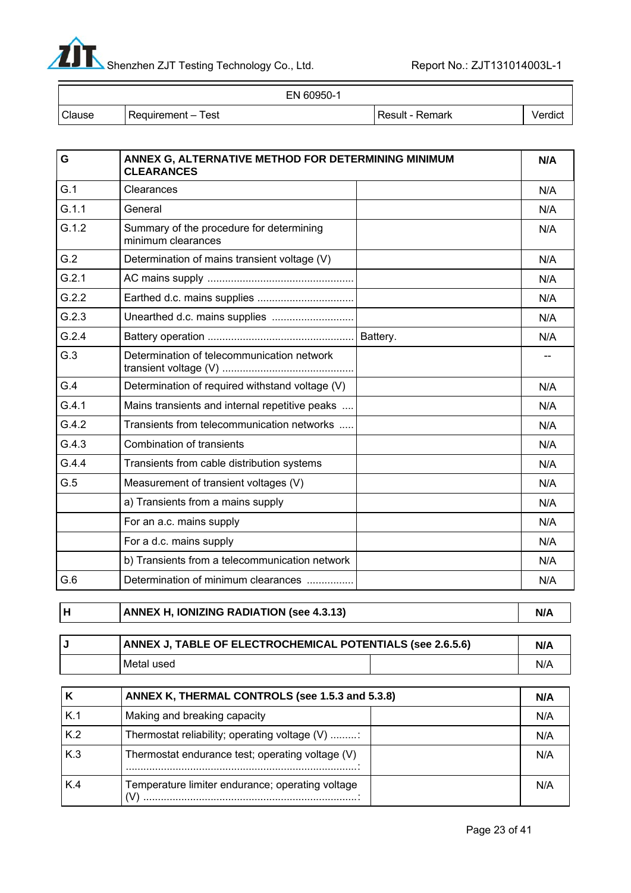| EN 60950-1 | | | |
|---|---|---|---|
| Clause | Requirement – Test | Result - Remark | Verdict |

| G | ANNEX G, ALTERNATIVE METHOD FOR DETERMINING MINIMUM CLEARANCES | | N/A |
|---|---|---|---|
| G.1 | Clearances | | N/A |
| G.1.1 | General | | N/A |
| G.1.2 | Summary of the procedure for determining minimum clearances | | N/A |
| G.2 | Determination of mains transient voltage (V) | | N/A |
| G.2.1 | AC mains supply ................................................. | | N/A |
| G.2.2 | Earthed d.c. mains supplies ................................ | | N/A |
| G.2.3 | Unearthed d.c. mains supplies ........................... | | N/A |
| G.2.4 | Battery operation ................................................. | Battery. | N/A |
| G.3 | Determination of telecommunication network transient voltage (V) ............................................ | | -- |
| G.4 | Determination of required withstand voltage (V) | | N/A |
| G.4.1 | Mains transients and internal repetitive peaks .... | | N/A |
| G.4.2 | Transients from telecommunication networks ..... | | N/A |
| G.4.3 | Combination of transients | | N/A |
| G.4.4 | Transients from cable distribution systems | | N/A |
| G.5 | Measurement of transient voltages (V) | | N/A |
| | a) Transients from a mains supply | | N/A |
| | For an a.c. mains supply | | N/A |
| | For a d.c. mains supply | | N/A |
| | b) Transients from a telecommunication network | | N/A |
| G.6 | Determination of minimum clearances ................ | | N/A |

| H | ANNEX H, IONIZING RADIATION (see 4.3.13) | N/A |
|---|---|---|

| J | ANNEX J, TABLE OF ELECTROCHEMICAL POTENTIALS (see 2.6.5.6) | | N/A |
|---|---|---|---|
| | Metal used | | N/A |

| K | ANNEX K, THERMAL CONTROLS (see 1.5.3 and 5.3.8) | | N/A |
|---|---|---|---|
| K.1 | Making and breaking capacity | | N/A |
| K.2 | Thermostat reliability; operating voltage (V) .........: | | N/A |
| K.3 | Thermostat endurance test; operating voltage (V) ..............................................................................: | | N/A |
| K.4 | Temperature limiter endurance; operating voltage (V) ........................................................................: | | N/A |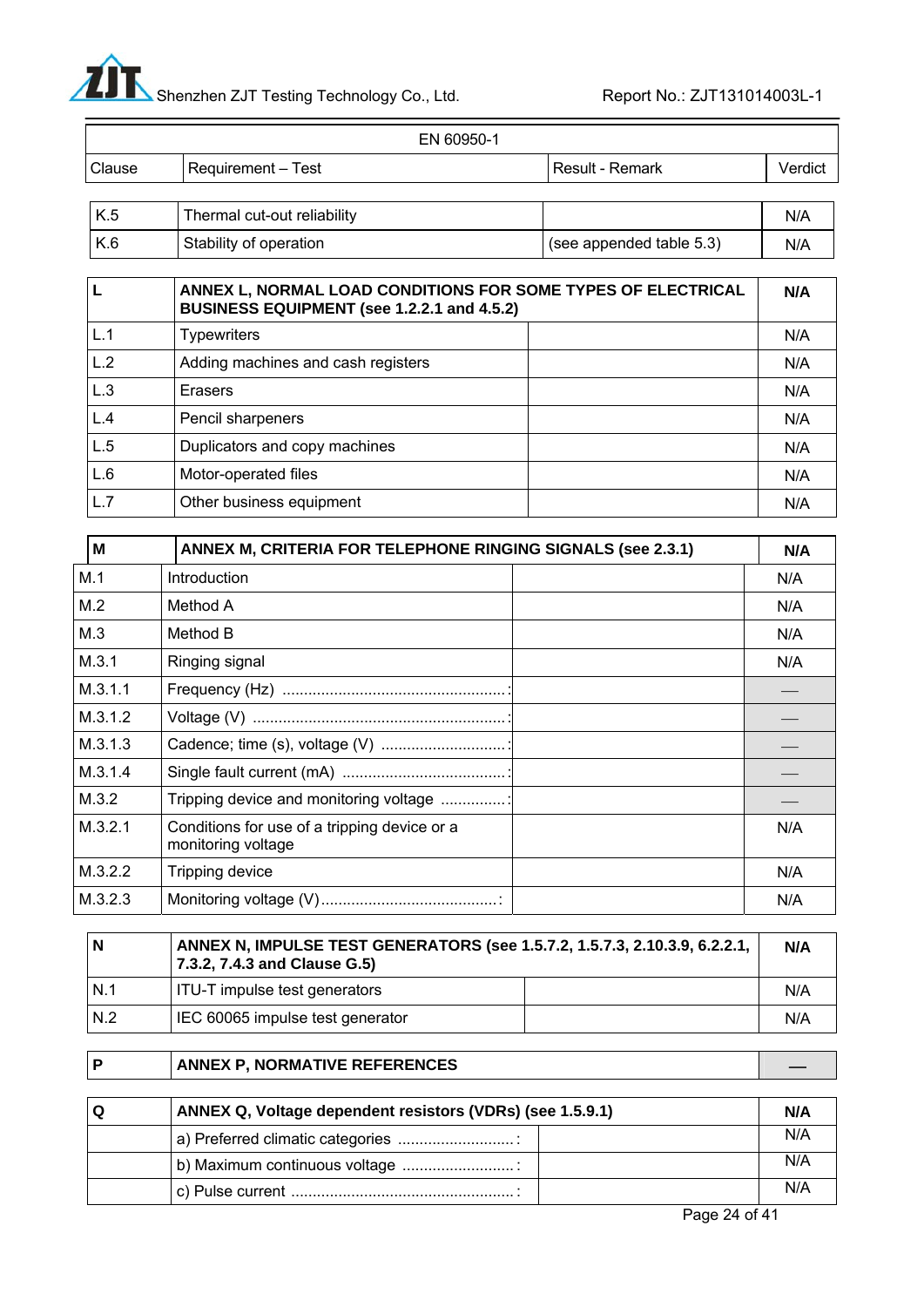| EN 60950-1 | | | |
|---|---|---|---|
| Clause | Requirement – Test | Result - Remark | Verdict |
| K.5 | Thermal cut-out reliability | | N/A |
| K.6 | Stability of operation | (see appended table 5.3) | N/A |

| L | ANNEX L, NORMAL LOAD CONDITIONS FOR SOME TYPES OF ELECTRICAL BUSINESS EQUIPMENT (see 1.2.2.1 and 4.5.2) | | N/A |
|---|---|---|---|
| L.1 | Typewriters | | N/A |
| L.2 | Adding machines and cash registers | | N/A |
| L.3 | Erasers | | N/A |
| L.4 | Pencil sharpeners | | N/A |
| L.5 | Duplicators and copy machines | | N/A |
| L.6 | Motor-operated files | | N/A |
| L.7 | Other business equipment | | N/A |

| M | ANNEX M, CRITERIA FOR TELEPHONE RINGING SIGNALS (see 2.3.1) | | N/A |
|---|---|---|---|
| M.1 | Introduction | | N/A |
| M.2 | Method A | | N/A |
| M.3 | Method B | | N/A |
| M.3.1 | Ringing signal | | N/A |
| M.3.1.1 | Frequency (Hz) ....................................................: | | — |
| M.3.1.2 | Voltage (V) ...........................................................: | | — |
| M.3.1.3 | Cadence; time (s), voltage (V) .............................: | | — |
| M.3.1.4 | Single fault current (mA) ......................................: | | — |
| M.3.2 | Tripping device and monitoring voltage ...............: | | — |
| M.3.2.1 | Conditions for use of a tripping device or a monitoring voltage | | N/A |
| M.3.2.2 | Tripping device | | N/A |
| M.3.2.3 | Monitoring voltage (V).........................................: | | N/A |

| N | ANNEX N, IMPULSE TEST GENERATORS (see 1.5.7.2, 1.5.7.3, 2.10.3.9, 6.2.2.1, 7.3.2, 7.4.3 and Clause G.5) | | N/A |
|---|---|---|---|
| N.1 | ITU-T impulse test generators | | N/A |
| N.2 | IEC 60065 impulse test generator | | N/A |

| P | ANNEX P, NORMATIVE REFERENCES | | — |
|---|---|---|---|

| Q | ANNEX Q, Voltage dependent resistors (VDRs) (see 1.5.9.1) | | N/A |
|---|---|---|---|
| | a) Preferred climatic categories ...........................: | | N/A |
| | b) Maximum continuous voltage ..........................: | | N/A |
| | c) Pulse current ....................................................: | | N/A |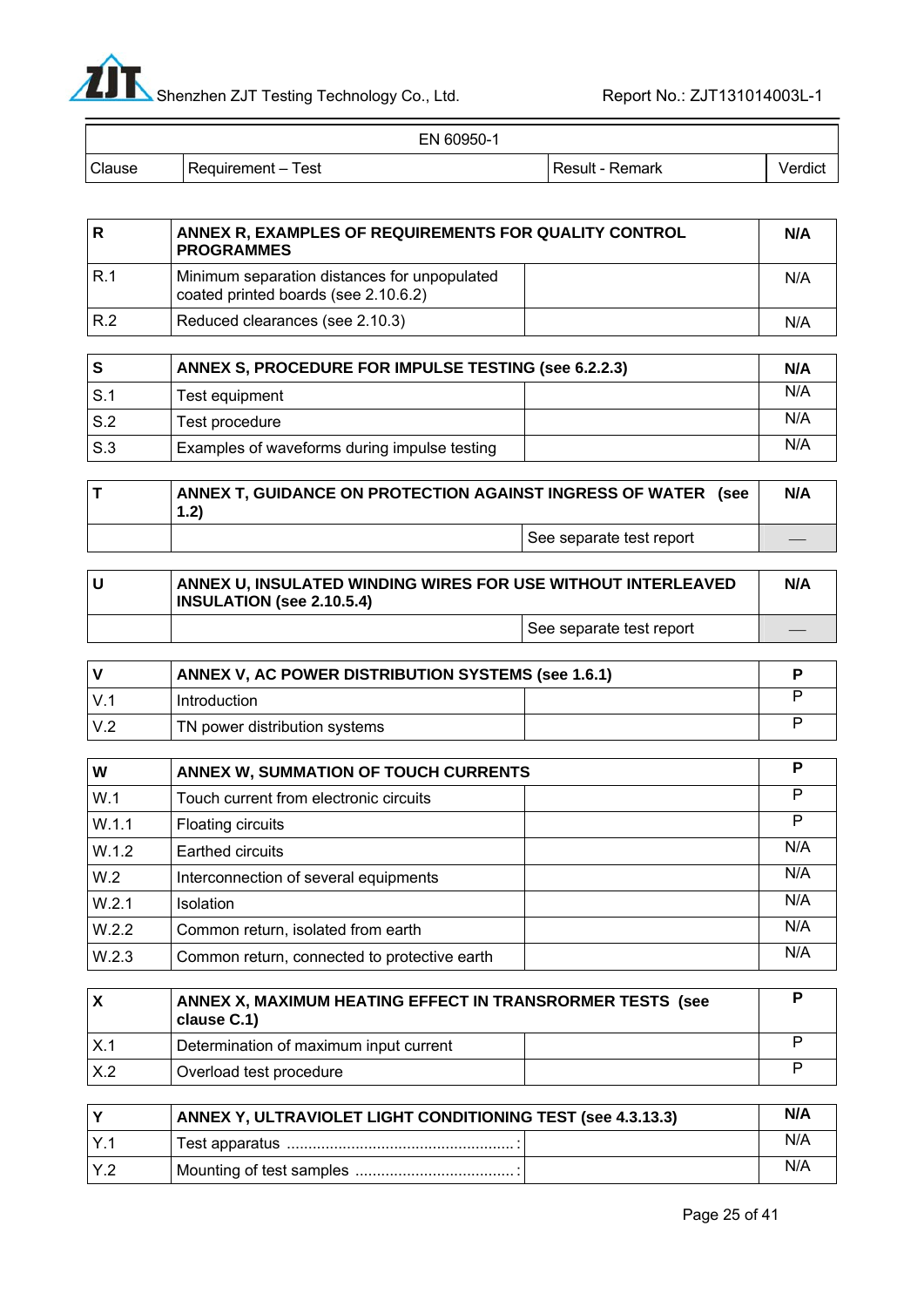| EN 60950-1 | | | |
|---|---|---|---|
| Clause | Requirement – Test | Result - Remark | Verdict |

| R | ANNEX R, EXAMPLES OF REQUIREMENTS FOR QUALITY CONTROL PROGRAMMES | | N/A |
|---|---|---|---|
| R.1 | Minimum separation distances for unpopulated coated printed boards (see 2.10.6.2) | | N/A |
| R.2 | Reduced clearances (see 2.10.3) | | N/A |

| S | ANNEX S, PROCEDURE FOR IMPULSE TESTING (see 6.2.2.3) | | N/A |
|---|---|---|---|
| S.1 | Test equipment | | N/A |
| S.2 | Test procedure | | N/A |
| S.3 | Examples of waveforms during impulse testing | | N/A |

| T | ANNEX T, GUIDANCE ON PROTECTION AGAINST INGRESS OF WATER (see 1.2) | | N/A |
|---|---|---|---|
| | | See separate test report | — |

| U | ANNEX U, INSULATED WINDING WIRES FOR USE WITHOUT INTERLEAVED INSULATION (see 2.10.5.4) | | N/A |
|---|---|---|---|
| | | See separate test report | — |

| V | ANNEX V, AC POWER DISTRIBUTION SYSTEMS (see 1.6.1) | | P |
|---|---|---|---|
| V.1 | Introduction | | P |
| V.2 | TN power distribution systems | | P |

| W | ANNEX W, SUMMATION OF TOUCH CURRENTS | | P |
|---|---|---|---|
| W.1 | Touch current from electronic circuits | | P |
| W.1.1 | Floating circuits | | P |
| W.1.2 | Earthed circuits | | N/A |
| W.2 | Interconnection of several equipments | | N/A |
| W.2.1 | Isolation | | N/A |
| W.2.2 | Common return, isolated from earth | | N/A |
| W.2.3 | Common return, connected to protective earth | | N/A |

| X | ANNEX X, MAXIMUM HEATING EFFECT IN TRANSRORMER TESTS (see clause C.1) | | P |
|---|---|---|---|
| X.1 | Determination of maximum input current | | P |
| X.2 | Overload test procedure | | P |

| Y | ANNEX Y, ULTRAVIOLET LIGHT CONDITIONING TEST (see 4.3.13.3) | | N/A |
|---|---|---|---|
| Y.1 | Test apparatus .....................................................: | | N/A |
| Y.2 | Mounting of test samples .....................................: | | N/A |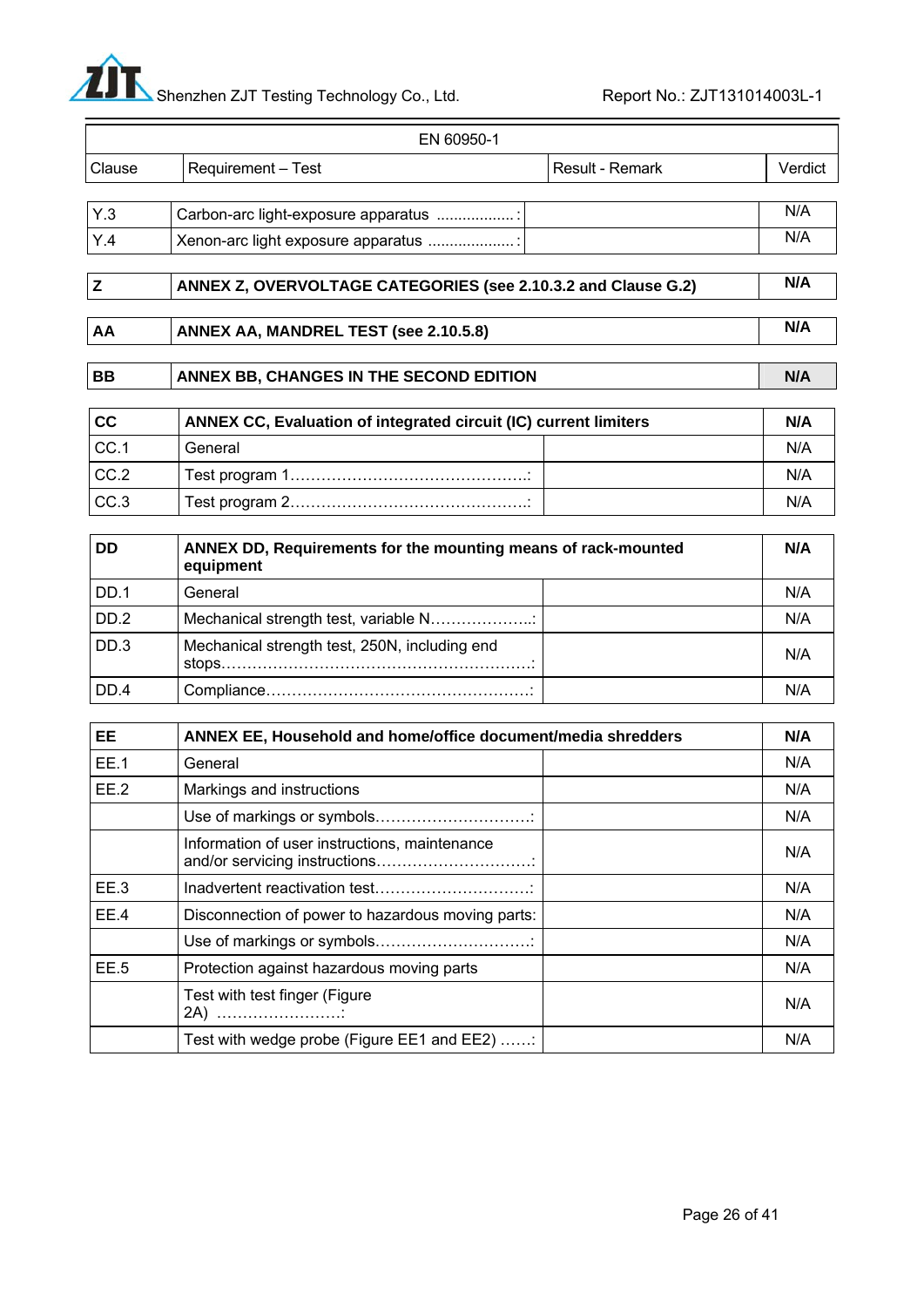| EN 60950-1 | | | |
|---|---|---|---|
| Clause | Requirement – Test | Result - Remark | Verdict |
| Y.3 | Carbon-arc light-exposure apparatus ..................: | | N/A |
| Y.4 | Xenon-arc light exposure apparatus ....................: | | N/A |
| **Z** | **ANNEX Z, OVERVOLTAGE CATEGORIES (see 2.10.3.2 and Clause G.2)** | | **N/A** |
| **AA** | **ANNEX AA, MANDREL TEST (see 2.10.5.8)** | | **N/A** |
| **BB** | **ANNEX BB, CHANGES IN THE SECOND EDITION** | | **N/A** |
| **CC** | **ANNEX CC, Evaluation of integrated circuit (IC) current limiters** | | **N/A** |
| CC.1 | General | | N/A |
| CC.2 | Test program 1.............................................: | | N/A |
| CC.3 | Test program 2.............................................: | | N/A |
| **DD** | **ANNEX DD, Requirements for the mounting means of rack-mounted equipment** | | **N/A** |
| DD.1 | General | | N/A |
| DD.2 | Mechanical strength test, variable N....................: | | N/A |
| DD.3 | Mechanical strength test, 250N, including end stops..........................................................: | | N/A |
| DD.4 | Compliance.................................................: | | N/A |
| **EE** | **ANNEX EE, Household and home/office document/media shredders** | | **N/A** |
| EE.1 | General | | N/A |
| EE.2 | Markings and instructions | | N/A |
| | Use of markings or symbols.............................: | | N/A |
| | Information of user instructions, maintenance and/or servicing instructions.............................: | | N/A |
| EE.3 | Inadvertent reactivation test.............................: | | N/A |
| EE.4 | Disconnection of power to hazardous moving parts: | | N/A |
| | Use of markings or symbols.............................: | | N/A |
| EE.5 | Protection against hazardous moving parts | | N/A |
| | Test with test finger (Figure 2A) ........................: | | N/A |
| | Test with wedge probe (Figure EE1 and EE2) ......: | | N/A |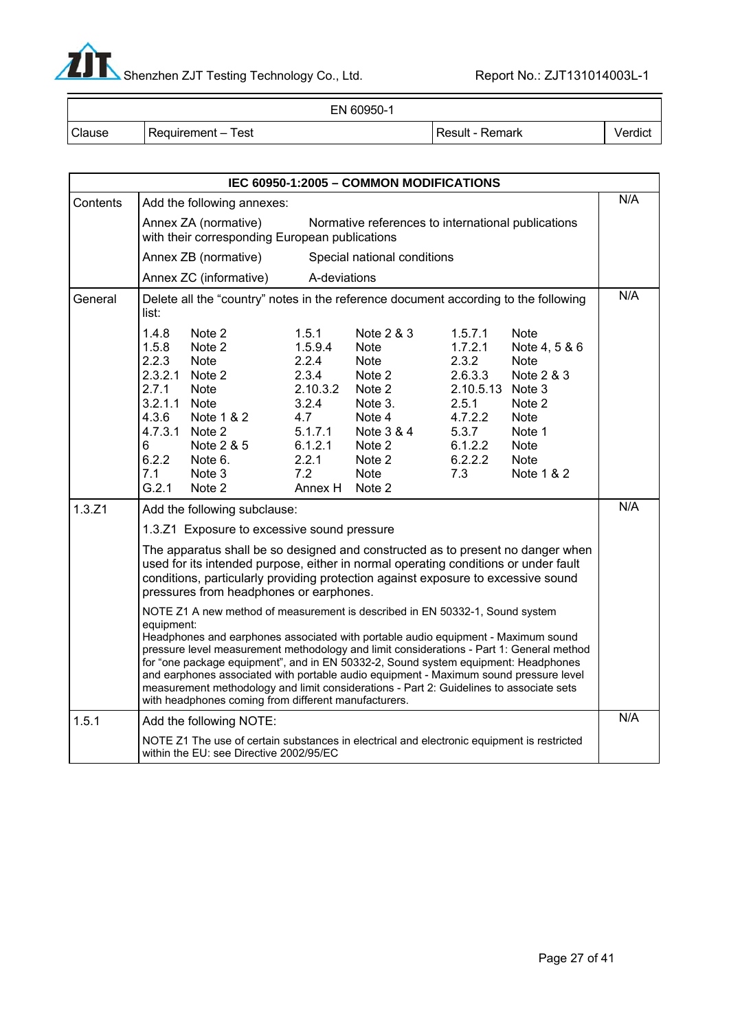| EN 60950-1 | | | |
|---|---|---|---|
| Clause | Requirement – Test | Result - Remark | Verdict |

| IEC 60950-1:2005 – COMMON MODIFICATIONS | | |
|---|---|---|
| Contents | Add the following annexes:<br>Annex ZA (normative) Normative references to international publications with their corresponding European publications<br>Annex ZB (normative) Special national conditions<br>Annex ZC (informative) A-deviations | N/A |
| General | Delete all the "country" notes in the reference document according to the following list:<br>1.4.8 Note 2; 1.5.1 Note 2 & 3; 1.5.7.1 Note<br>1.5.8 Note 2; 1.5.9.4 Note; 1.7.2.1 Note 4, 5 & 6<br>2.2.3 Note; 2.2.4 Note; 2.3.2 Note<br>2.3.2.1 Note 2; 2.3.4 Note 2; 2.6.3.3 Note 2 & 3<br>2.7.1 Note; 2.10.3.2 Note 2; 2.10.5.13 Note 3<br>3.2.1.1 Note; 3.2.4 Note 3.; 2.5.1 Note 2<br>4.3.6 Note 1 & 2; 4.7 Note 4; 4.7.2.2 Note<br>4.7.3.1 Note 2; 5.1.7.1 Note 3 & 4; 5.3.7 Note 1<br>6 Note 2 & 5; 6.1.2.1 Note 2; 6.1.2.2 Note<br>6.2.2 Note 6.; 2.2.1 Note 2; 6.2.2.2 Note<br>7.1 Note 3; 7.2 Note; 7.3 Note 1 & 2<br>G.2.1 Note 2; Annex H Note 2 | N/A |
| 1.3.Z1 | Add the following subclause:<br>1.3.Z1 Exposure to excessive sound pressure<br>The apparatus shall be so designed and constructed as to present no danger when used for its intended purpose, either in normal operating conditions or under fault conditions, particularly providing protection against exposure to excessive sound pressures from headphones or earphones.<br>NOTE Z1 A new method of measurement is described in EN 50332-1, Sound system equipment: Headphones and earphones associated with portable audio equipment - Maximum sound pressure level measurement methodology and limit considerations - Part 1: General method for "one package equipment", and in EN 50332-2, Sound system equipment: Headphones and earphones associated with portable audio equipment - Maximum sound pressure level measurement methodology and limit considerations - Part 2: Guidelines to associate sets with headphones coming from different manufacturers. | N/A |
| 1.5.1 | Add the following NOTE:<br>NOTE Z1 The use of certain substances in electrical and electronic equipment is restricted within the EU: see Directive 2002/95/EC | N/A |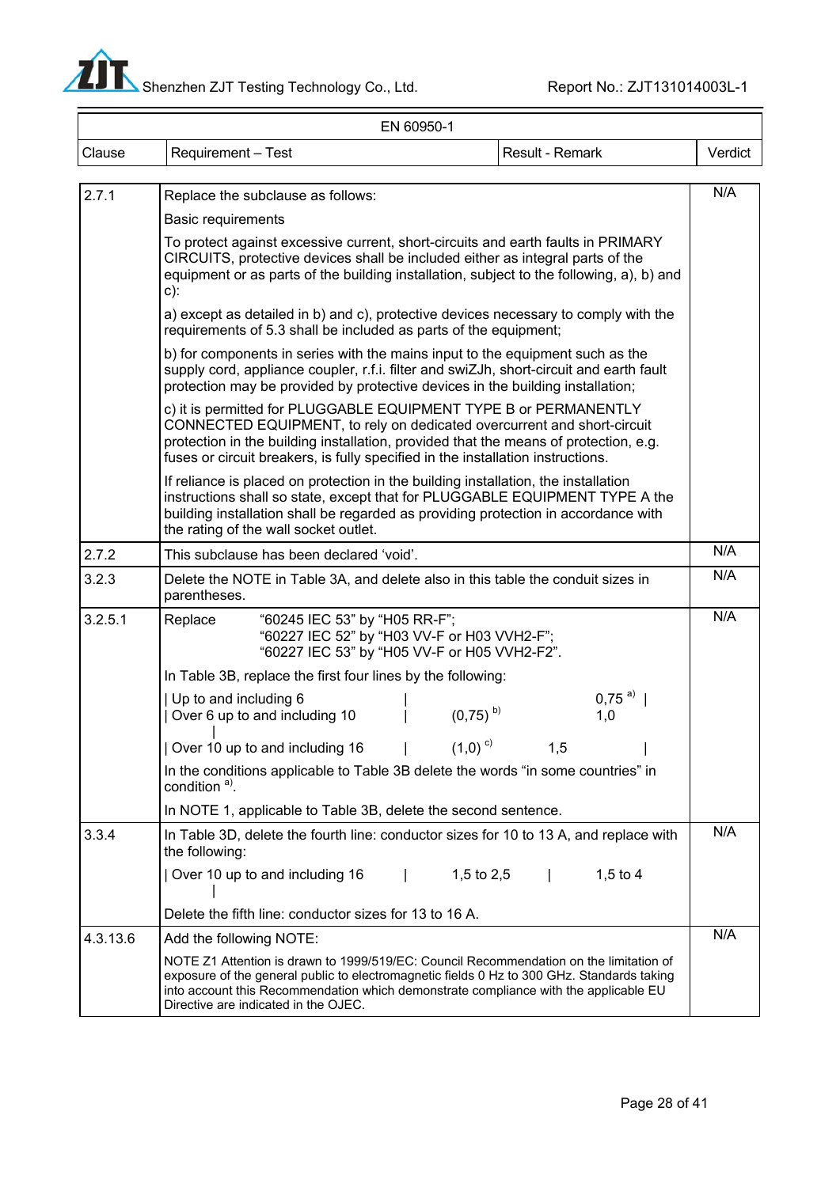| EN 60950-1 | | | |
|---|---|---|---|
| Clause | Requirement – Test | Result - Remark | Verdict |
| 2.7.1 | Replace the subclause as follows:<br><br>Basic requirements<br><br>To protect against excessive current, short-circuits and earth faults in PRIMARY CIRCUITS, protective devices shall be included either as integral parts of the equipment or as parts of the building installation, subject to the following, a), b) and c):<br><br>a) except as detailed in b) and c), protective devices necessary to comply with the requirements of 5.3 shall be included as parts of the equipment;<br><br>b) for components in series with the mains input to the equipment such as the supply cord, appliance coupler, r.f.i. filter and swiZJh, short-circuit and earth fault protection may be provided by protective devices in the building installation;<br><br>c) it is permitted for PLUGGABLE EQUIPMENT TYPE B or PERMANENTLY CONNECTED EQUIPMENT, to rely on dedicated overcurrent and short-circuit protection in the building installation, provided that the means of protection, e.g. fuses or circuit breakers, is fully specified in the installation instructions.<br><br>If reliance is placed on protection in the building installation, the installation instructions shall so state, except that for PLUGGABLE EQUIPMENT TYPE A the building installation shall be regarded as providing protection in accordance with the rating of the wall socket outlet. | | N/A |
| 2.7.2 | This subclause has been declared 'void'. | | N/A |
| 3.2.3 | Delete the NOTE in Table 3A, and delete also in this table the conduit sizes in parentheses. | | N/A |
| 3.2.5.1 | Replace "60245 IEC 53" by "H05 RR-F";<br>"60227 IEC 52" by "H03 VV-F or H03 VVH2-F";<br>"60227 IEC 53" by "H05 VV-F or H05 VVH2-F2".<br><br>In Table 3B, replace the first four lines by the following:<br><br>\| Up to and including 6 \| 0,75 [a)] \|<br>\| Over 6 up to and including 10 \| (0,75) [b)] 1,0 \|<br>\| Over 10 up to and including 16 \| (1,0) [c)] 1,5 \|<br><br>In the conditions applicable to Table 3B delete the words "in some countries" in condition [a)].<br><br>In NOTE 1, applicable to Table 3B, delete the second sentence. | | N/A |
| 3.3.4 | In Table 3D, delete the fourth line: conductor sizes for 10 to 13 A, and replace with the following:<br><br>\| Over 10 up to and including 16 \| 1,5 to 2,5 \| 1,5 to 4 \|<br><br>Delete the fifth line: conductor sizes for 13 to 16 A. | | N/A |
| 4.3.13.6 | Add the following NOTE:<br><br>NOTE Z1 Attention is drawn to 1999/519/EC: Council Recommendation on the limitation of exposure of the general public to electromagnetic fields 0 Hz to 300 GHz. Standards taking into account this Recommendation which demonstrate compliance with the applicable EU Directive are indicated in the OJEC. | | N/A |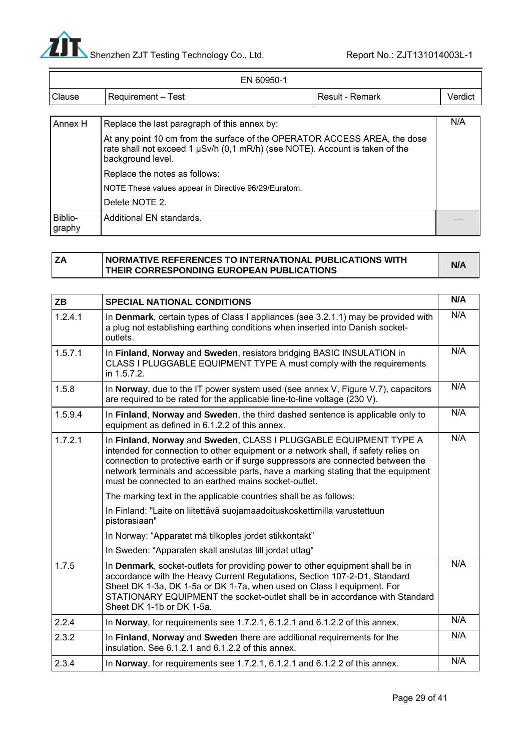| EN 60950-1 | | | |
|---|---|---|---|
| Clause | Requirement – Test | Result - Remark | Verdict |

| | | |
|---|---|---|
| Annex H | Replace the last paragraph of this annex by:<br><br>At any point 10 cm from the surface of the OPERATOR ACCESS AREA, the dose rate shall not exceed 1 μSv/h (0,1 mR/h) (see NOTE). Account is taken of the background level.<br><br>Replace the notes as follows:<br><br>NOTE These values appear in Directive 96/29/Euratom.<br><br>Delete NOTE 2. | N/A |
| Biblio-graphy | Additional EN standards. | — |

| **ZA** | **NORMATIVE REFERENCES TO INTERNATIONAL PUBLICATIONS WITH THEIR CORRESPONDING EUROPEAN PUBLICATIONS** | **N/A** |
|---|---|---|

| **ZB** | **SPECIAL NATIONAL CONDITIONS** | **N/A** |
|---|---|---|
| 1.2.4.1 | In **Denmark**, certain types of Class I appliances (see 3.2.1.1) may be provided with a plug not establishing earthing conditions when inserted into Danish socket-outlets. | N/A |
| 1.5.7.1 | In **Finland**, **Norway** and **Sweden**, resistors bridging BASIC INSULATION in CLASS I PLUGGABLE EQUIPMENT TYPE A must comply with the requirements in 1.5.7.2. | N/A |
| 1.5.8 | In **Norway**, due to the IT power system used (see annex V, Figure V.7), capacitors are required to be rated for the applicable line-to-line voltage (230 V). | N/A |
| 1.5.9.4 | In **Finland**, **Norway** and **Sweden**, the third dashed sentence is applicable only to equipment as defined in 6.1.2.2 of this annex. | N/A |
| 1.7.2.1 | In **Finland**, **Norway** and **Sweden**, CLASS I PLUGGABLE EQUIPMENT TYPE A intended for connection to other equipment or a network shall, if safety relies on connection to protective earth or if surge suppressors are connected between the network terminals and accessible parts, have a marking stating that the equipment must be connected to an earthed mains socket-outlet.<br><br>The marking text in the applicable countries shall be as follows:<br><br>In Finland: "Laite on liitettävä suojamaadoituskoskettimilla varustettuun pistorasiaan"<br><br>In Norway: "Apparatet må tilkoples jordet stikkontakt"<br><br>In Sweden: "Apparaten skall anslutas till jordat uttag" | N/A |
| 1.7.5 | In **Denmark**, socket-outlets for providing power to other equipment shall be in accordance with the Heavy Current Regulations, Section 107-2-D1, Standard Sheet DK 1-3a, DK 1-5a or DK 1-7a, when used on Class I equipment. For STATIONARY EQUIPMENT the socket-outlet shall be in accordance with Standard Sheet DK 1-1b or DK 1-5a. | N/A |
| 2.2.4 | In **Norway**, for requirements see 1.7.2.1, 6.1.2.1 and 6.1.2.2 of this annex. | N/A |
| 2.3.2 | In **Finland**, **Norway** and **Sweden** there are additional requirements for the insulation. See 6.1.2.1 and 6.1.2.2 of this annex. | N/A |
| 2.3.4 | In **Norway**, for requirements see 1.7.2.1, 6.1.2.1 and 6.1.2.2 of this annex. | N/A |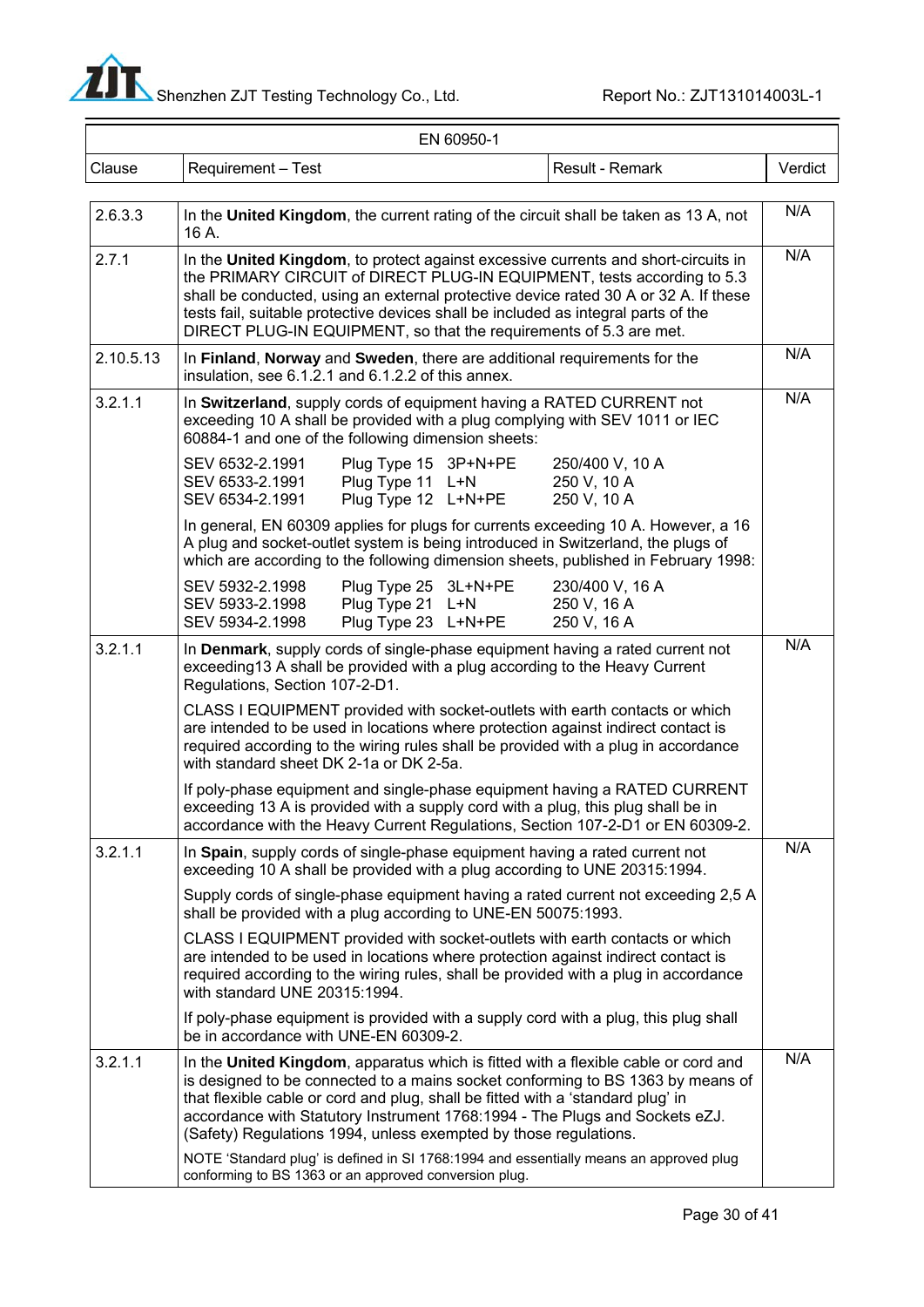| EN 60950-1 | | | |
|---|---|---|---|
| Clause | Requirement – Test | Result - Remark | Verdict |
| 2.6.3.3 | In the **United Kingdom**, the current rating of the circuit shall be taken as 13 A, not 16 A. | | N/A |
| 2.7.1 | In the **United Kingdom**, to protect against excessive currents and short-circuits in the PRIMARY CIRCUIT of DIRECT PLUG-IN EQUIPMENT, tests according to 5.3 shall be conducted, using an external protective device rated 30 A or 32 A. If these tests fail, suitable protective devices shall be included as integral parts of the DIRECT PLUG-IN EQUIPMENT, so that the requirements of 5.3 are met. | | N/A |
| 2.10.5.13 | In **Finland**, **Norway** and **Sweden**, there are additional requirements for the insulation, see 6.1.2.1 and 6.1.2.2 of this annex. | | N/A |
| 3.2.1.1 | In **Switzerland**, supply cords of equipment having a RATED CURRENT not exceeding 10 A shall be provided with a plug complying with SEV 1011 or IEC 60884-1 and one of the following dimension sheets:<br><br>SEV 6532-2.1991 Plug Type 15 3P+N+PE 250/400 V, 10 A<br>SEV 6533-2.1991 Plug Type 11 L+N 250 V, 10 A<br>SEV 6534-2.1991 Plug Type 12 L+N+PE 250 V, 10 A<br><br>In general, EN 60309 applies for plugs for currents exceeding 10 A. However, a 16 A plug and socket-outlet system is being introduced in Switzerland, the plugs of which are according to the following dimension sheets, published in February 1998:<br><br>SEV 5932-2.1998 Plug Type 25 3L+N+PE 230/400 V, 16 A<br>SEV 5933-2.1998 Plug Type 21 L+N 250 V, 16 A<br>SEV 5934-2.1998 Plug Type 23 L+N+PE 250 V, 16 A | | N/A |
| 3.2.1.1 | In **Denmark**, supply cords of single-phase equipment having a rated current not exceeding13 A shall be provided with a plug according to the Heavy Current Regulations, Section 107-2-D1.<br><br>CLASS I EQUIPMENT provided with socket-outlets with earth contacts or which are intended to be used in locations where protection against indirect contact is required according to the wiring rules shall be provided with a plug in accordance with standard sheet DK 2-1a or DK 2-5a.<br><br>If poly-phase equipment and single-phase equipment having a RATED CURRENT exceeding 13 A is provided with a supply cord with a plug, this plug shall be in accordance with the Heavy Current Regulations, Section 107-2-D1 or EN 60309-2. | | N/A |
| 3.2.1.1 | In **Spain**, supply cords of single-phase equipment having a rated current not exceeding 10 A shall be provided with a plug according to UNE 20315:1994.<br><br>Supply cords of single-phase equipment having a rated current not exceeding 2,5 A shall be provided with a plug according to UNE-EN 50075:1993.<br><br>CLASS I EQUIPMENT provided with socket-outlets with earth contacts or which are intended to be used in locations where protection against indirect contact is required according to the wiring rules, shall be provided with a plug in accordance with standard UNE 20315:1994.<br><br>If poly-phase equipment is provided with a supply cord with a plug, this plug shall be in accordance with UNE-EN 60309-2. | | N/A |
| 3.2.1.1 | In the **United Kingdom**, apparatus which is fitted with a flexible cable or cord and is designed to be connected to a mains socket conforming to BS 1363 by means of that flexible cable or cord and plug, shall be fitted with a 'standard plug' in accordance with Statutory Instrument 1768:1994 - The Plugs and Sockets eZJ. (Safety) Regulations 1994, unless exempted by those regulations.<br><br>NOTE 'Standard plug' is defined in SI 1768:1994 and essentially means an approved plug conforming to BS 1363 or an approved conversion plug. | | N/A |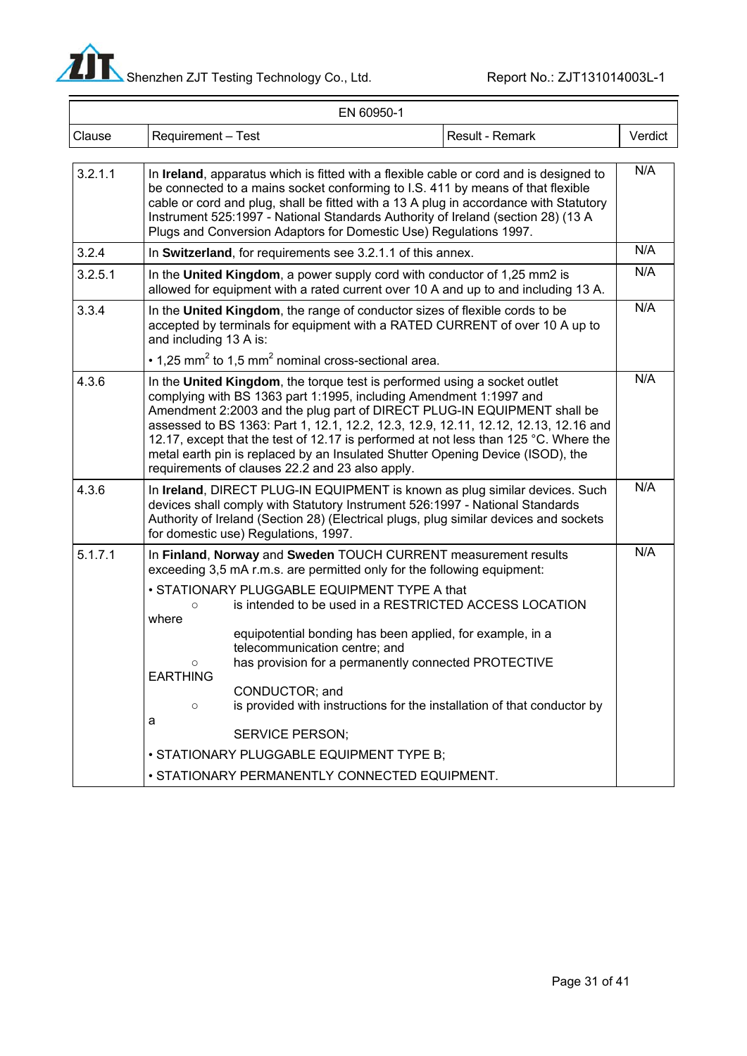| Clause | Requirement – Test | Result - Remark | Verdict |
|---|---|---|---|
| 3.2.1.1 | In **Ireland**, apparatus which is fitted with a flexible cable or cord and is designed to be connected to a mains socket conforming to I.S. 411 by means of that flexible cable or cord and plug, shall be fitted with a 13 A plug in accordance with Statutory Instrument 525:1997 - National Standards Authority of Ireland (section 28) (13 A Plugs and Conversion Adaptors for Domestic Use) Regulations 1997. | | N/A |
| 3.2.4 | In **Switzerland**, for requirements see 3.2.1.1 of this annex. | | N/A |
| 3.2.5.1 | In the **United Kingdom**, a power supply cord with conductor of 1,25 mm2 is allowed for equipment with a rated current over 10 A and up to and including 13 A. | | N/A |
| 3.3.4 | In the **United Kingdom**, the range of conductor sizes of flexible cords to be accepted by terminals for equipment with a RATED CURRENT of over 10 A up to and including 13 A is:<br>• 1,25 $mm^2$ to 1,5 $mm^2$ nominal cross-sectional area. | | N/A |
| 4.3.6 | In the **United Kingdom**, the torque test is performed using a socket outlet complying with BS 1363 part 1:1995, including Amendment 1:1997 and Amendment 2:2003 and the plug part of DIRECT PLUG-IN EQUIPMENT shall be assessed to BS 1363: Part 1, 12.1, 12.2, 12.3, 12.9, 12.11, 12.12, 12.13, 12.16 and 12.17, except that the test of 12.17 is performed at not less than 125 °C. Where the metal earth pin is replaced by an Insulated Shutter Opening Device (ISOD), the requirements of clauses 22.2 and 23 also apply. | | N/A |
| 4.3.6 | In **Ireland**, DIRECT PLUG-IN EQUIPMENT is known as plug similar devices. Such devices shall comply with Statutory Instrument 526:1997 - National Standards Authority of Ireland (Section 28) (Electrical plugs, plug similar devices and sockets for domestic use) Regulations, 1997. | | N/A |
| 5.1.7.1 | In **Finland**, **Norway** and **Sweden** TOUCH CURRENT measurement results exceeding 3,5 mA r.m.s. are permitted only for the following equipment:<br>• STATIONARY PLUGGABLE EQUIPMENT TYPE A that<br>○ is intended to be used in a RESTRICTED ACCESS LOCATION where equipotential bonding has been applied, for example, in a telecommunication centre; and<br>○ has provision for a permanently connected PROTECTIVE EARTHING CONDUCTOR; and<br>○ is provided with instructions for the installation of that conductor by a SERVICE PERSON;<br>• STATIONARY PLUGGABLE EQUIPMENT TYPE B;<br>• STATIONARY PERMANENTLY CONNECTED EQUIPMENT. | | N/A |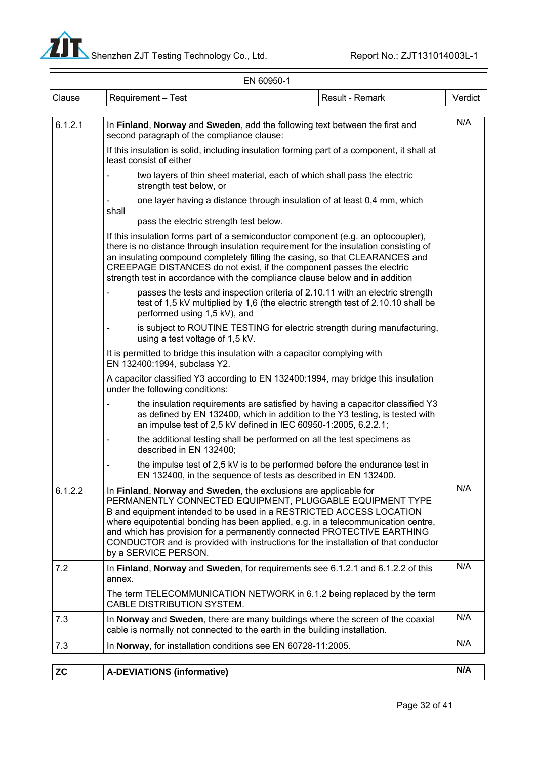| EN 60950-1 | | | |
|---|---|---|---|
| Clause | Requirement – Test | Result - Remark | Verdict |
| 6.1.2.1 | In **Finland**, **Norway** and **Sweden**, add the following text between the first and second paragraph of the compliance clause:<br><br>If this insulation is solid, including insulation forming part of a component, it shall at least consist of either<br><br>- two layers of thin sheet material, each of which shall pass the electric strength test below, or<br><br>- one layer having a distance through insulation of at least 0,4 mm, which shall pass the electric strength test below.<br><br>If this insulation forms part of a semiconductor component (e.g. an optocoupler), there is no distance through insulation requirement for the insulation consisting of an insulating compound completely filling the casing, so that CLEARANCES and CREEPAGE DISTANCES do not exist, if the component passes the electric strength test in accordance with the compliance clause below and in addition<br><br>- passes the tests and inspection criteria of 2.10.11 with an electric strength test of 1,5 kV multiplied by 1,6 (the electric strength test of 2.10.10 shall be performed using 1,5 kV), and<br><br>- is subject to ROUTINE TESTING for electric strength during manufacturing, using a test voltage of 1,5 kV.<br><br>It is permitted to bridge this insulation with a capacitor complying with EN 132400:1994, subclass Y2.<br><br>A capacitor classified Y3 according to EN 132400:1994, may bridge this insulation under the following conditions:<br><br>- the insulation requirements are satisfied by having a capacitor classified Y3 as defined by EN 132400, which in addition to the Y3 testing, is tested with an impulse test of 2,5 kV defined in IEC 60950-1:2005, 6.2.2.1;<br><br>- the additional testing shall be performed on all the test specimens as described in EN 132400;<br><br>- the impulse test of 2,5 kV is to be performed before the endurance test in EN 132400, in the sequence of tests as described in EN 132400. | | N/A |
| 6.1.2.2 | In **Finland**, **Norway** and **Sweden**, the exclusions are applicable for PERMANENTLY CONNECTED EQUIPMENT, PLUGGABLE EQUIPMENT TYPE B and equipment intended to be used in a RESTRICTED ACCESS LOCATION where equipotential bonding has been applied, e.g. in a telecommunication centre, and which has provision for a permanently connected PROTECTIVE EARTHING CONDUCTOR and is provided with instructions for the installation of that conductor by a SERVICE PERSON. | | N/A |
| 7.2 | In **Finland**, **Norway** and **Sweden**, for requirements see 6.1.2.1 and 6.1.2.2 of this annex.<br><br>The term TELECOMMUNICATION NETWORK in 6.1.2 being replaced by the term CABLE DISTRIBUTION SYSTEM. | | N/A |
| 7.3 | In **Norway** and **Sweden**, there are many buildings where the screen of the coaxial cable is normally not connected to the earth in the building installation. | | N/A |
| 7.3 | In **Norway**, for installation conditions see EN 60728-11:2005. | | N/A |

| **ZC** | **A-DEVIATIONS (informative)** | | **N/A** |
|---|---|---|---|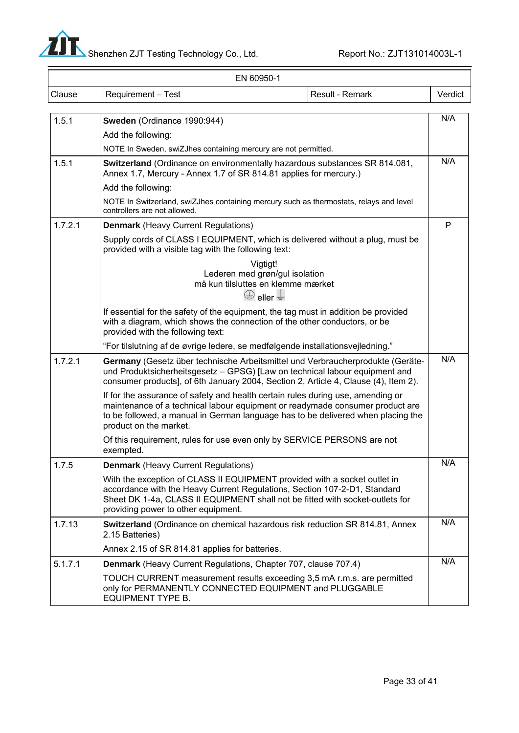| EN 60950-1 | | | |
|---|---|---|---|
| Clause | Requirement – Test | Result - Remark | Verdict |
| 1.5.1 | **Sweden** (Ordinance 1990:944)<br>Add the following:<br>NOTE In Sweden, swiZJhes containing mercury are not permitted. | | N/A |
| 1.5.1 | **Switzerland** (Ordinance on environmentally hazardous substances SR 814.081, Annex 1.7, Mercury - Annex 1.7 of SR 814.81 applies for mercury.)<br>Add the following:<br>NOTE In Switzerland, swiZJhes containing mercury such as thermostats, relays and level controllers are not allowed. | | N/A |
| 1.7.2.1 | **Denmark** (Heavy Current Regulations)<br>Supply cords of CLASS I EQUIPMENT, which is delivered without a plug, must be provided with a visible tag with the following text:<br>Vigtigt!<br>Lederen med grøn/gul isolation<br>må kun tilsluttes en klemme mærket<br>⏚ eller ⏚<br>If essential for the safety of the equipment, the tag must in addition be provided with a diagram, which shows the connection of the other conductors, or be provided with the following text:<br>"For tilslutning af de øvrige ledere, se medfølgende installationsvejledning." | | P |
| 1.7.2.1 | **Germany** (Gesetz über technische Arbeitsmittel und Verbraucherprodukte (Geräte- und Produktsicherheitsgesetz – GPSG) [Law on technical labour equipment and consumer products], of 6th January 2004, Section 2, Article 4, Clause (4), Item 2).<br>If for the assurance of safety and health certain rules during use, amending or maintenance of a technical labour equipment or readymade consumer product are to be followed, a manual in German language has to be delivered when placing the product on the market.<br>Of this requirement, rules for use even only by SERVICE PERSONS are not exempted. | | N/A |
| 1.7.5 | **Denmark** (Heavy Current Regulations)<br>With the exception of CLASS II EQUIPMENT provided with a socket outlet in accordance with the Heavy Current Regulations, Section 107-2-D1, Standard Sheet DK 1-4a, CLASS II EQUIPMENT shall not be fitted with socket-outlets for providing power to other equipment. | | N/A |
| 1.7.13 | **Switzerland** (Ordinance on chemical hazardous risk reduction SR 814.81, Annex 2.15 Batteries)<br>Annex 2.15 of SR 814.81 applies for batteries. | | N/A |
| 5.1.7.1 | **Denmark** (Heavy Current Regulations, Chapter 707, clause 707.4)<br>TOUCH CURRENT measurement results exceeding 3,5 mA r.m.s. are permitted only for PERMANENTLY CONNECTED EQUIPMENT and PLUGGABLE EQUIPMENT TYPE B. | | N/A |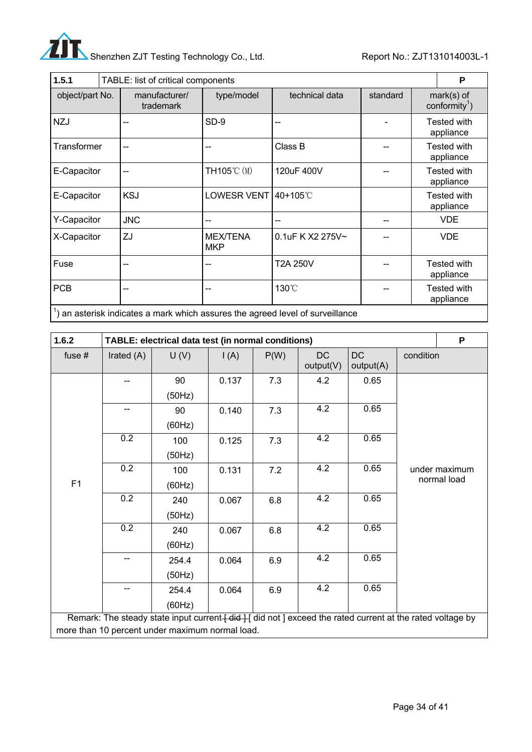| 1.5.1 | TABLE: list of critical components | | | | P |
|---|---|---|---|---|---|
| object/part No. | manufacturer/ trademark | type/model | technical data | standard | mark(s) of conformity[1]) |
| NZJ | -- | SD-9 | -- | - | Tested with appliance |
| Transformer | -- | -- | Class B | -- | Tested with appliance |
| E-Capacitor | -- | TH105℃ (M) | 120uF 400V | -- | Tested with appliance |
| E-Capacitor | KSJ | LOWESR VENT | 40+105℃ | | Tested with appliance |
| Y-Capacitor | JNC | -- | -- | -- | VDE |
| X-Capacitor | ZJ | MEX/TENA MKP | 0.1uF K X2 275V~ | -- | VDE |
| Fuse | -- | -- | T2A 250V | -- | Tested with appliance |
| PCB | -- | -- | 130℃ | -- | Tested with appliance |
| [1]) an asterisk indicates a mark which assures the agreed level of surveillance | | | | | |

| 1.6.2 | **TABLE: electrical data test (in normal conditions)** | | | | | | **P** |
|---|---|---|---|---|---|---|---|
| fuse # | Irated (A) | U (V) | I (A) | P(W) | DC output(V) | DC output(A) | condition |
| F1 | -- | 90 (50Hz) | 0.137 | 7.3 | 4.2 | 0.65 | under maximum normal load |
| | -- | 90 (60Hz) | 0.140 | 7.3 | 4.2 | 0.65 | |
| | 0.2 | 100 (50Hz) | 0.125 | 7.3 | 4.2 | 0.65 | |
| | 0.2 | 100 (60Hz) | 0.131 | 7.2 | 4.2 | 0.65 | |
| | 0.2 | 240 (50Hz) | 0.067 | 6.8 | 4.2 | 0.65 | |
| | 0.2 | 240 (60Hz) | 0.067 | 6.8 | 4.2 | 0.65 | |
| | -- | 254.4 (50Hz) | 0.064 | 6.9 | 4.2 | 0.65 | |
| | -- | 254.4 (60Hz) | 0.064 | 6.9 | 4.2 | 0.65 | |
| Remark: The steady state input current ~~[ did ]~~ [ did not ] exceed the rated current at the rated voltage by more than 10 percent under maximum normal load. | | | | | | | |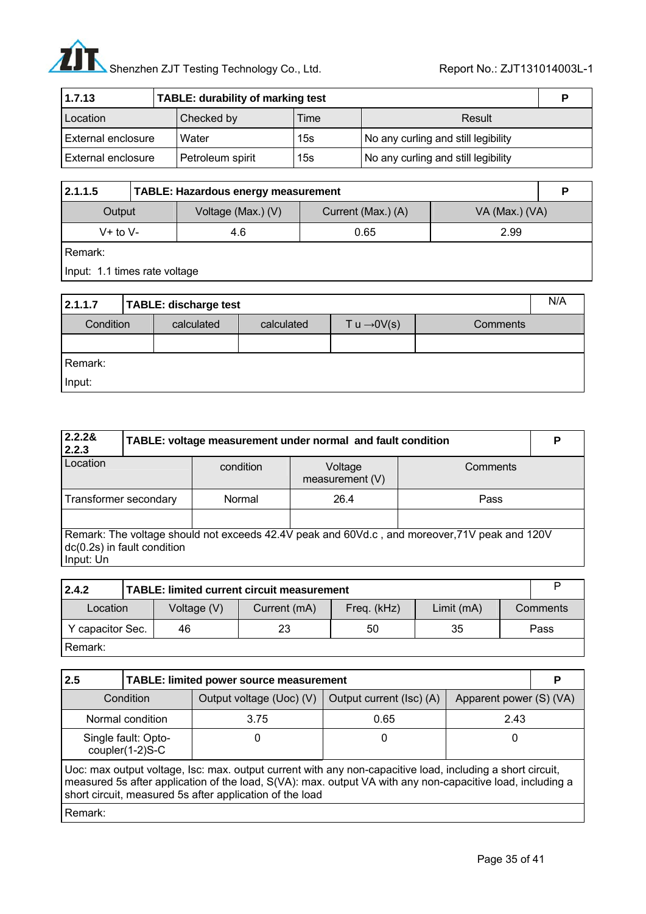| 1.7.13 | TABLE: durability of marking test | | P |
|---|---|---|---|
| Location | Checked by | Time | Result |
| External enclosure | Water | 15s | No any curling and still legibility |
| External enclosure | Petroleum spirit | 15s | No any curling and still legibility |

| 2.1.1.5 | TABLE: Hazardous energy measurement | | P |
|---|---|---|---|
| Output | Voltage (Max.) (V) | Current (Max.) (A) | VA (Max.) (VA) |
| V+ to V- | 4.6 | 0.65 | 2.99 |
| Remark:<br>Input: 1.1 times rate voltage | | | |

| 2.1.1.7 | TABLE: discharge test | | | N/A |
|---|---|---|---|---|
| Condition | calculated | calculated | T u →0V(s) | Comments |
| | | | | |
| Remark:<br>Input: | | | | |

| 2.2.2& 2.2.3 | TABLE: voltage measurement under normal and fault condition | | P |
|---|---|---|---|
| Location | condition | Voltage measurement (V) | Comments |
| Transformer secondary | Normal | 26.4 | Pass |
| | | | |
| Remark: The voltage should not exceeds 42.4V peak and 60Vd.c , and moreover,71V peak and 120V dc(0.2s) in fault condition<br>Input: Un | | | |

| 2.4.2 | TABLE: limited current circuit measurement | | | | P |
|---|---|---|---|---|---|
| Location | Voltage (V) | Current (mA) | Freq. (kHz) | Limit (mA) | Comments |
| Y capacitor Sec. | 46 | 23 | 50 | 35 | Pass |
| Remark: | | | | | |

| 2.5 | TABLE: limited power source measurement | | P |
|---|---|---|---|
| Condition | Output voltage (Uoc) (V) | Output current (Isc) (A) | Apparent power (S) (VA) |
| Normal condition | 3.75 | 0.65 | 2.43 |
| Single fault: Opto-coupler(1-2)S-C | 0 | 0 | 0 |
| Uoc: max output voltage, Isc: max. output current with any non-capacitive load, including a short circuit, measured 5s after application of the load, S(VA): max. output VA with any non-capacitive load, including a short circuit, measured 5s after application of the load | | | |
| Remark: | | | |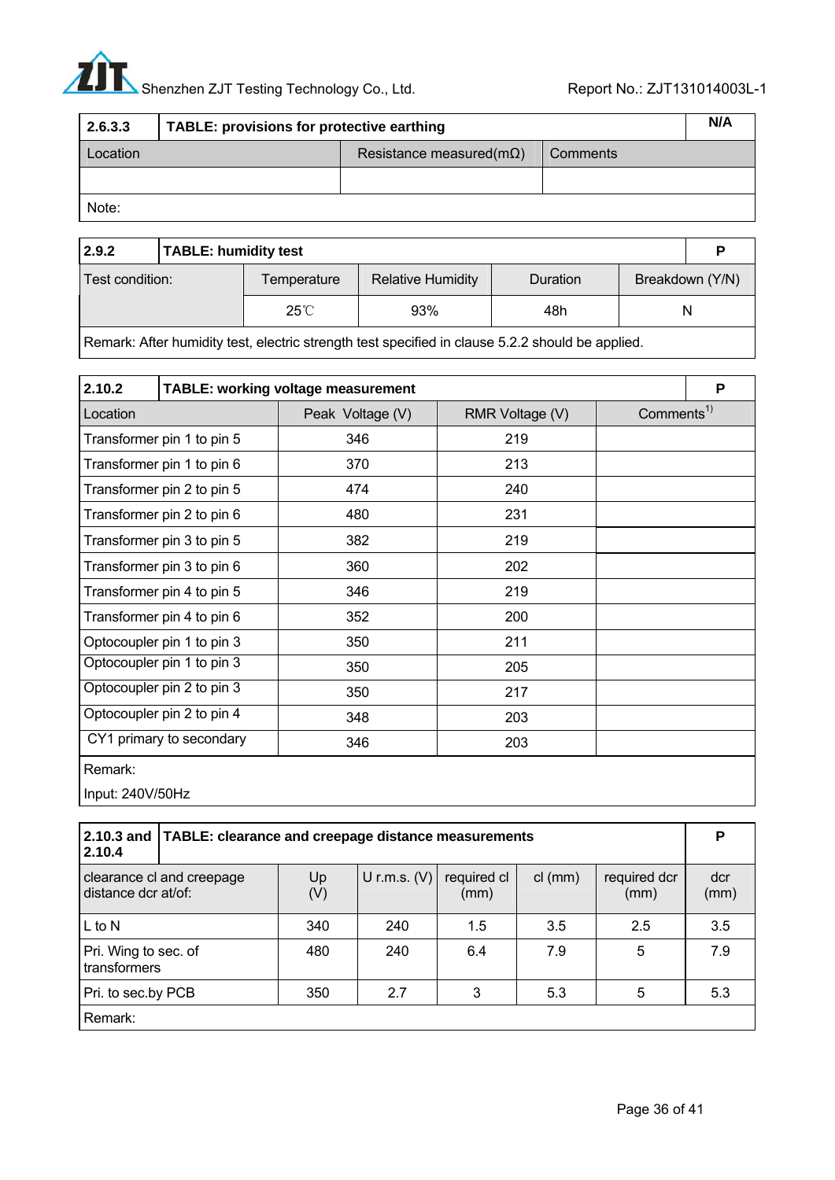| 2.6.3.3 | TABLE: provisions for protective earthing | | N/A |
|---|---|---|---|
| Location | Resistance measured(mΩ) | Comments | |
| | | | |
| Note: | | | |

| 2.9.2 | TABLE: humidity test | | | | P |
|---|---|---|---|---|---|
| Test condition: | Temperature | Relative Humidity | Duration | Breakdown (Y/N) | |
| | 25℃ | 93% | 48h | N | |
| Remark: After humidity test, electric strength test specified in clause 5.2.2 should be applied. | | | | | |

| 2.10.2 | TABLE: working voltage measurement | | | P |
|---|---|---|---|---|
| Location | Peak Voltage (V) | RMR Voltage (V) | Comments[1)] | |
| Transformer pin 1 to pin 5 | 346 | 219 | | |
| Transformer pin 1 to pin 6 | 370 | 213 | | |
| Transformer pin 2 to pin 5 | 474 | 240 | | |
| Transformer pin 2 to pin 6 | 480 | 231 | | |
| Transformer pin 3 to pin 5 | 382 | 219 | | |
| Transformer pin 3 to pin 6 | 360 | 202 | | |
| Transformer pin 4 to pin 5 | 346 | 219 | | |
| Transformer pin 4 to pin 6 | 352 | 200 | | |
| Optocoupler pin 1 to pin 3 | 350 | 211 | | |
| Optocoupler pin 1 to pin 3 | 350 | 205 | | |
| Optocoupler pin 2 to pin 3 | 350 | 217 | | |
| Optocoupler pin 2 to pin 4 | 348 | 203 | | |
| CY1 primary to secondary | 346 | 203 | | |
| Remark:<br>Input: 240V/50Hz | | | | |

| 2.10.3 and 2.10.4 | TABLE: clearance and creepage distance measurements | | | | | P |
|---|---|---|---|---|---|---|
| clearance cl and creepage distance dcr at/of: | Up (V) | U r.m.s. (V) | required cl (mm) | cl (mm) | required dcr (mm) | dcr (mm) |
| L to N | 340 | 240 | 1.5 | 3.5 | 2.5 | 3.5 |
| Pri. Wing to sec. of transformers | 480 | 240 | 6.4 | 7.9 | 5 | 7.9 |
| Pri. to sec.by PCB | 350 | 2.7 | 3 | 5.3 | 5 | 5.3 |
| Remark: | | | | | | |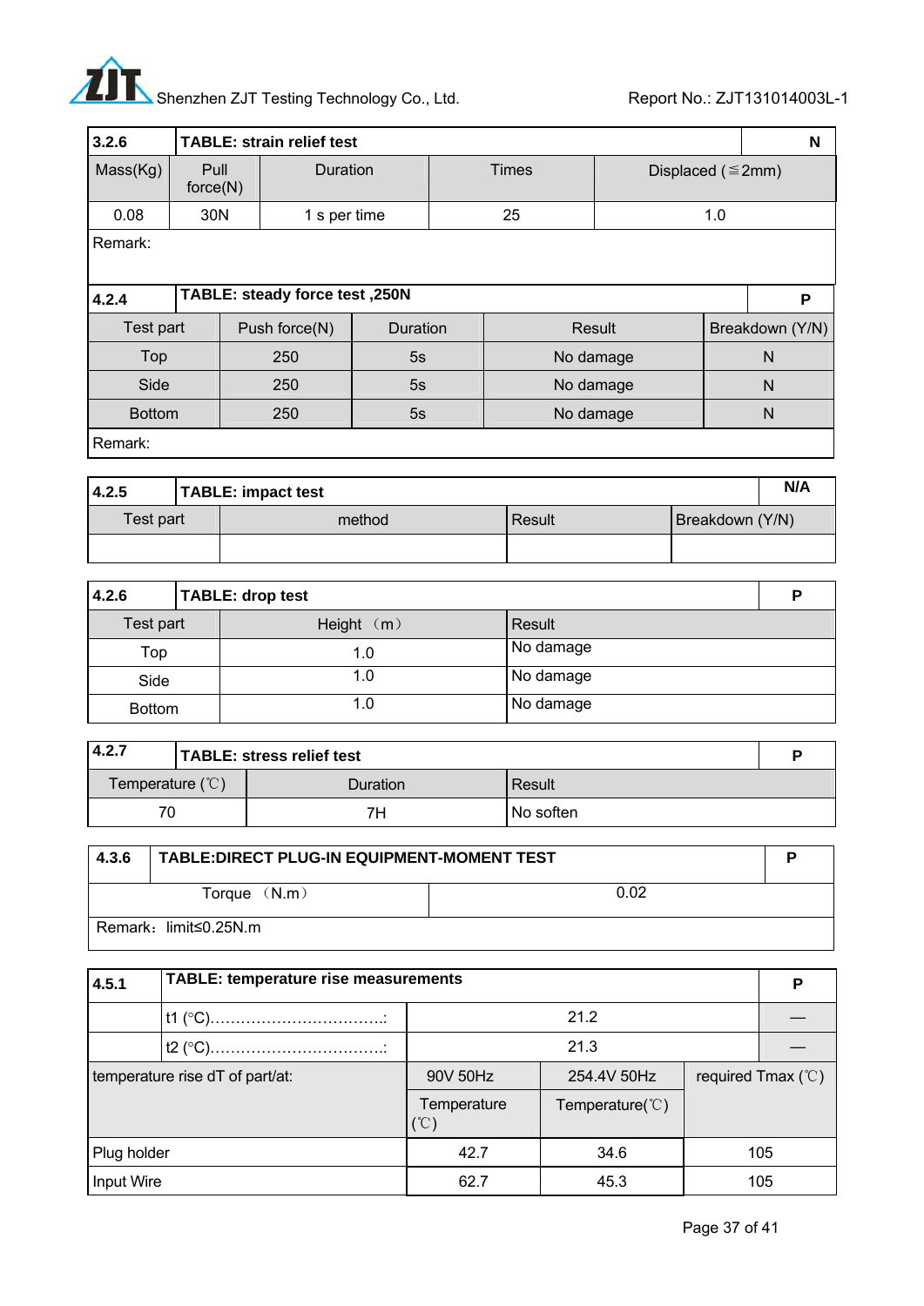| 3.2.6 | TABLE: strain relief test | | | N |
|---|---|---|---|---|
| Mass(Kg) | Pull force(N) | Duration | Times | Displaced (≦2mm) |
| 0.08 | 30N | 1 s per time | 25 | 1.0 |
| Remark: | | | | |

| 4.2.4 | TABLE: steady force test ,250N | | | P |
|---|---|---|---|---|
| Test part | Push force(N) | Duration | Result | Breakdown (Y/N) |
| Top | 250 | 5s | No damage | N |
| Side | 250 | 5s | No damage | N |
| Bottom | 250 | 5s | No damage | N |
| Remark: | | | | |

| 4.2.5 | TABLE: impact test | | N/A |
|---|---|---|---|
| Test part | method | Result | Breakdown (Y/N) |
| | | | |

| 4.2.6 | TABLE: drop test | P |
|---|---|---|
| Test part | Height （m） | Result |
| Top | 1.0 | No damage |
| Side | 1.0 | No damage |
| Bottom | 1.0 | No damage |

| 4.2.7 | TABLE: stress relief test | P |
|---|---|---|
| Temperature (℃) | Duration | Result |
| 70 | 7H | No soften |

| 4.3.6 | TABLE:DIRECT PLUG-IN EQUIPMENT-MOMENT TEST | P |
|---|---|---|
| Torque （N.m） | 0.02 | |
| Remark：limit≤0.25N.m | | |

| 4.5.1 | TABLE: temperature rise measurements | | | P |
|---|---|---|---|---|
| | t1 (°C)………………………………: | 21.2 | | — |
| | t2 (°C)………………………………: | 21.3 | | — |
| temperature rise dT of part/at: | | 90V 50Hz Temperature (℃) | 254.4V 50Hz Temperature(℃) | required Tmax (℃) |
| Plug holder | | 42.7 | 34.6 | 105 |
| Input Wire | | 62.7 | 45.3 | 105 |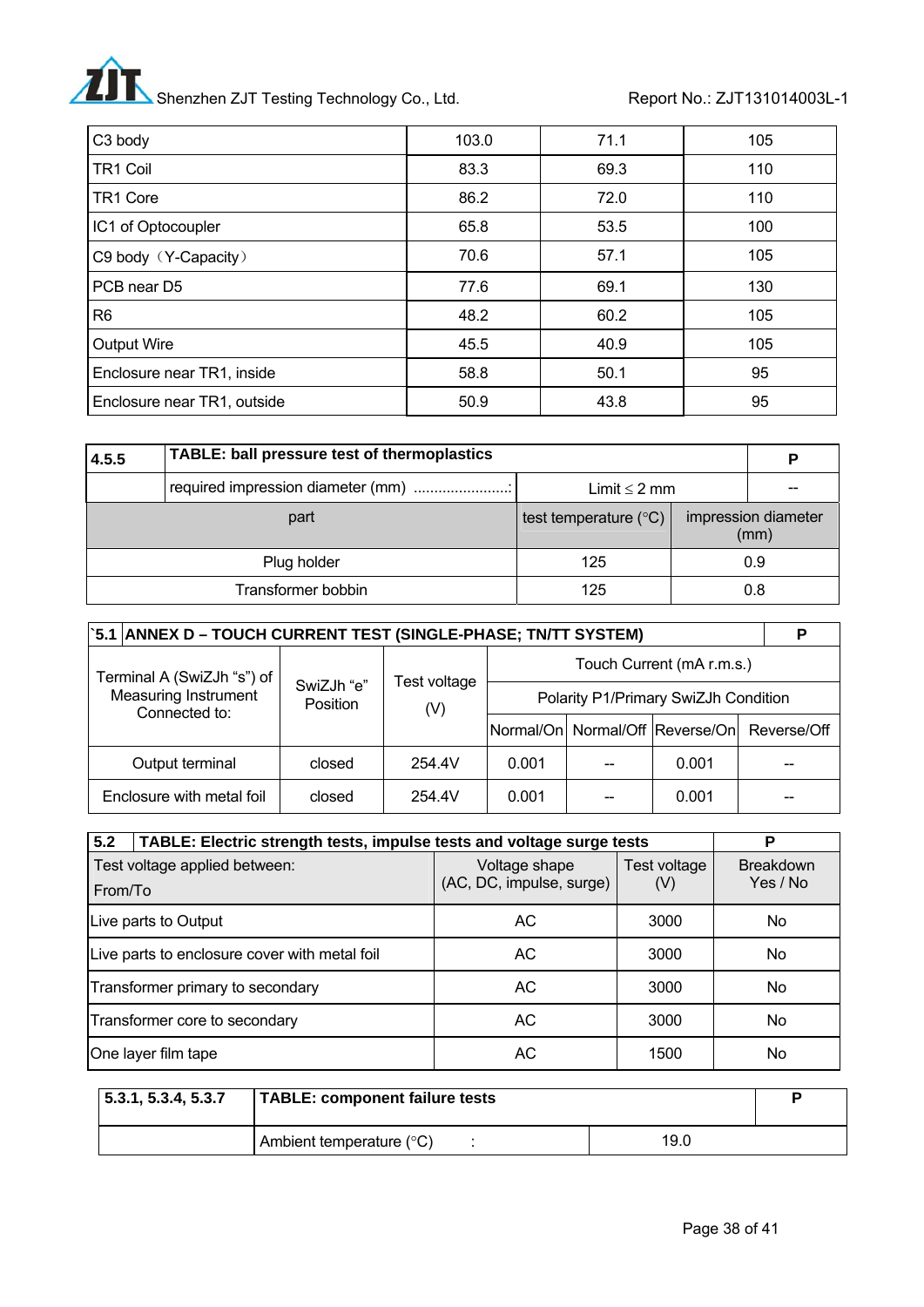| C3 body | 103.0 | 71.1 | 105 |
|---|---|---|---|
| TR1 Coil | 83.3 | 69.3 | 110 |
| TR1 Core | 86.2 | 72.0 | 110 |
| IC1 of Optocoupler | 65.8 | 53.5 | 100 |
| C9 body（Y-Capacity） | 70.6 | 57.1 | 105 |
| PCB near D5 | 77.6 | 69.1 | 130 |
| R6 | 48.2 | 60.2 | 105 |
| Output Wire | 45.5 | 40.9 | 105 |
| Enclosure near TR1, inside | 58.8 | 50.1 | 95 |
| Enclosure near TR1, outside | 50.9 | 43.8 | 95 |

| 4.5.5 | TABLE: ball pressure test of thermoplastics | | P |
|---|---|---|---|
| | required impression diameter (mm) ......................: | Limit ≤ 2 mm | -- |
| part | | test temperature (°C) | impression diameter (mm) |
| Plug holder | | 125 | 0.9 |
| Transformer bobbin | | 125 | 0.8 |

| `5.1 ANNEX D – TOUCH CURRENT TEST (SINGLE-PHASE; TN/TT SYSTEM) | | | | | | P |
|---|---|---|---|---|---|---|
| Terminal A (SwiZJh “s”) of Measuring Instrument Connected to: | SwiZJh “e” Position | Test voltage (V) | Touch Current (mA r.m.s.) | | | |
| | | | Polarity P1/Primary SwiZJh Condition | | | |
| | | | Normal/On | Normal/Off | Reverse/On | Reverse/Off |
| Output terminal | closed | 254.4V | 0.001 | -- | 0.001 | -- |
| Enclosure with metal foil | closed | 254.4V | 0.001 | -- | 0.001 | -- |

| 5.2 TABLE: Electric strength tests, impulse tests and voltage surge tests | | | P |
|---|---|---|---|
| Test voltage applied between: From/To | Voltage shape (AC, DC, impulse, surge) | Test voltage (V) | Breakdown Yes / No |
| Live parts to Output | AC | 3000 | No |
| Live parts to enclosure cover with metal foil | AC | 3000 | No |
| Transformer primary to secondary | AC | 3000 | No |
| Transformer core to secondary | AC | 3000 | No |
| One layer film tape | AC | 1500 | No |

| 5.3.1, 5.3.4, 5.3.7 | TABLE: component failure tests | | P |
|---|---|---|---|
| | Ambient temperature (°C) : | 19.0 | |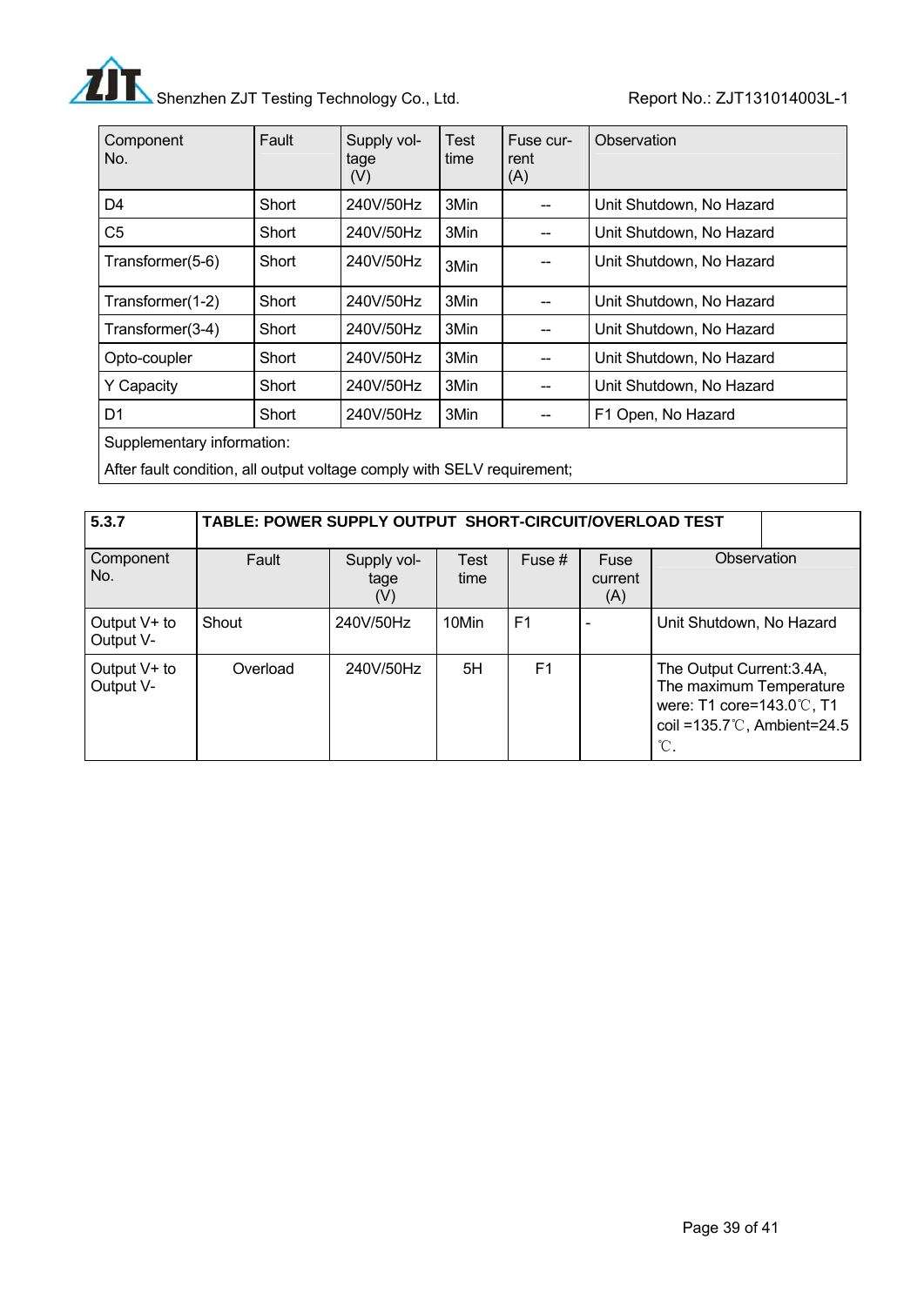| Component No. | Fault | Supply voltage (V) | Test time | Fuse current (A) | Observation |
|---|---|---|---|---|---|
| D4 | Short | 240V/50Hz | 3Min | -- | Unit Shutdown, No Hazard |
| C5 | Short | 240V/50Hz | 3Min | -- | Unit Shutdown, No Hazard |
| Transformer(5-6) | Short | 240V/50Hz | 3Min | -- | Unit Shutdown, No Hazard |
| Transformer(1-2) | Short | 240V/50Hz | 3Min | -- | Unit Shutdown, No Hazard |
| Transformer(3-4) | Short | 240V/50Hz | 3Min | -- | Unit Shutdown, No Hazard |
| Opto-coupler | Short | 240V/50Hz | 3Min | -- | Unit Shutdown, No Hazard |
| Y Capacity | Short | 240V/50Hz | 3Min | -- | Unit Shutdown, No Hazard |
| D1 | Short | 240V/50Hz | 3Min | -- | F1 Open, No Hazard |
| Supplementary information:<br>After fault condition, all output voltage comply with SELV requirement; | | | | | |

| 5.3.7 | TABLE: POWER SUPPLY OUTPUT SHORT-CIRCUIT/OVERLOAD TEST | | | | | |
|---|---|---|---|---|---|---|
| Component No. | Fault | Supply voltage (V) | Test time | Fuse # | Fuse current (A) | Observation |
| Output V+ to Output V- | Shout | 240V/50Hz | 10Min | F1 | - | Unit Shutdown, No Hazard |
| Output V+ to Output V- | Overload | 240V/50Hz | 5H | F1 | | The Output Current:3.4A, The maximum Temperature were: T1 core=143.0℃, T1 coil =135.7℃, Ambient=24.5 ℃. |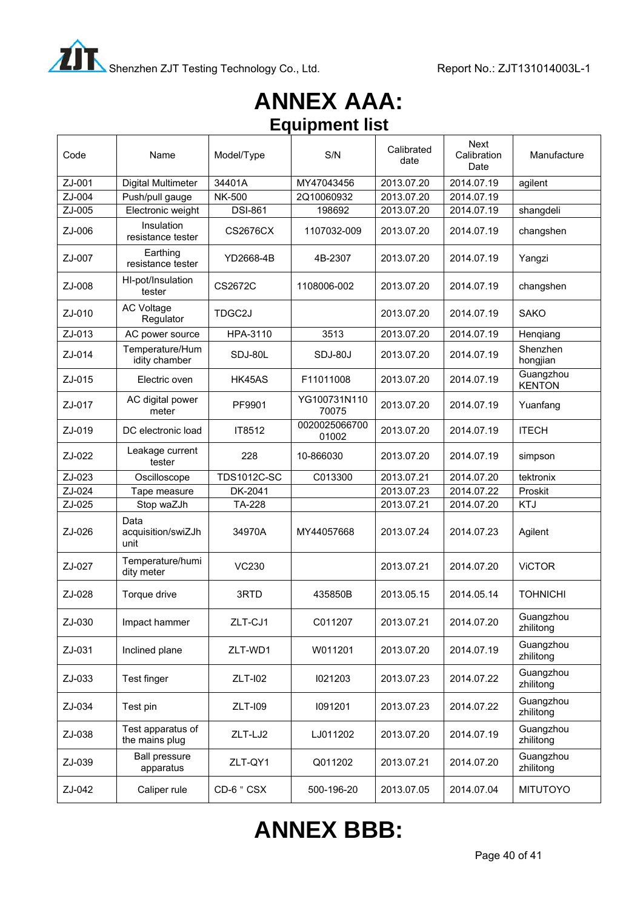# ANNEX AAA:

## Equipment list

| Code | Name | Model/Type | S/N | Calibrated date | Next Calibration Date | Manufacture |
|---|---|---|---|---|---|---|
| ZJ-001 | Digital Multimeter | 34401A | MY47043456 | 2013.07.20 | 2014.07.19 | agilent |
| ZJ-004 | Push/pull gauge | NK-500 | 2Q10060932 | 2013.07.20 | 2014.07.19 | |
| ZJ-005 | Electronic weight | DSI-861 | 198692 | 2013.07.20 | 2014.07.19 | shangdeli |
| ZJ-006 | Insulation resistance tester | CS2676CX | 1107032-009 | 2013.07.20 | 2014.07.19 | changshen |
| ZJ-007 | Earthing resistance tester | YD2668-4B | 4B-2307 | 2013.07.20 | 2014.07.19 | Yangzi |
| ZJ-008 | HI-pot/Insulation tester | CS2672C | 1108006-002 | 2013.07.20 | 2014.07.19 | changshen |
| ZJ-010 | AC Voltage Regulator | TDGC2J | | 2013.07.20 | 2014.07.19 | SAKO |
| ZJ-013 | AC power source | HPA-3110 | 3513 | 2013.07.20 | 2014.07.19 | Henqiang |
| ZJ-014 | Temperature/Humidity chamber | SDJ-80L | SDJ-80J | 2013.07.20 | 2014.07.19 | Shenzhen hongjian |
| ZJ-015 | Electric oven | HK45AS | F11011008 | 2013.07.20 | 2014.07.19 | Guangzhou KENTON |
| ZJ-017 | AC digital power meter | PF9901 | YG100731N110 70075 | 2013.07.20 | 2014.07.19 | Yuanfang |
| ZJ-019 | DC electronic load | IT8512 | 0020025066700 01002 | 2013.07.20 | 2014.07.19 | ITECH |
| ZJ-022 | Leakage current tester | 228 | 10-866030 | 2013.07.20 | 2014.07.19 | simpson |
| ZJ-023 | Oscilloscope | TDS1012C-SC | C013300 | 2013.07.21 | 2014.07.20 | tektronix |
| ZJ-024 | Tape measure | DK-2041 | | 2013.07.23 | 2014.07.22 | Proskit |
| ZJ-025 | Stop waZJh | TA-228 | | 2013.07.21 | 2014.07.20 | KTJ |
| ZJ-026 | Data acquisition/swiZJh unit | 34970A | MY44057668 | 2013.07.24 | 2014.07.23 | Agilent |
| ZJ-027 | Temperature/humidity meter | VC230 | | 2013.07.21 | 2014.07.20 | ViCTOR |
| ZJ-028 | Torque drive | 3RTD | 435850B | 2013.05.15 | 2014.05.14 | TOHNICHI |
| ZJ-030 | Impact hammer | ZLT-CJ1 | C011207 | 2013.07.21 | 2014.07.20 | Guangzhou zhilitong |
| ZJ-031 | Inclined plane | ZLT-WD1 | W011201 | 2013.07.20 | 2014.07.19 | Guangzhou zhilitong |
| ZJ-033 | Test finger | ZLT-I02 | I021203 | 2013.07.23 | 2014.07.22 | Guangzhou zhilitong |
| ZJ-034 | Test pin | ZLT-I09 | I091201 | 2013.07.23 | 2014.07.22 | Guangzhou zhilitong |
| ZJ-038 | Test apparatus of the mains plug | ZLT-LJ2 | LJ011202 | 2013.07.20 | 2014.07.19 | Guangzhou zhilitong |
| ZJ-039 | Ball pressure apparatus | ZLT-QY1 | Q011202 | 2013.07.21 | 2014.07.20 | Guangzhou zhilitong |
| ZJ-042 | Caliper rule | CD-6 " CSX | 500-196-20 | 2013.07.05 | 2014.07.04 | MITUTOYO |

# ANNEX BBB: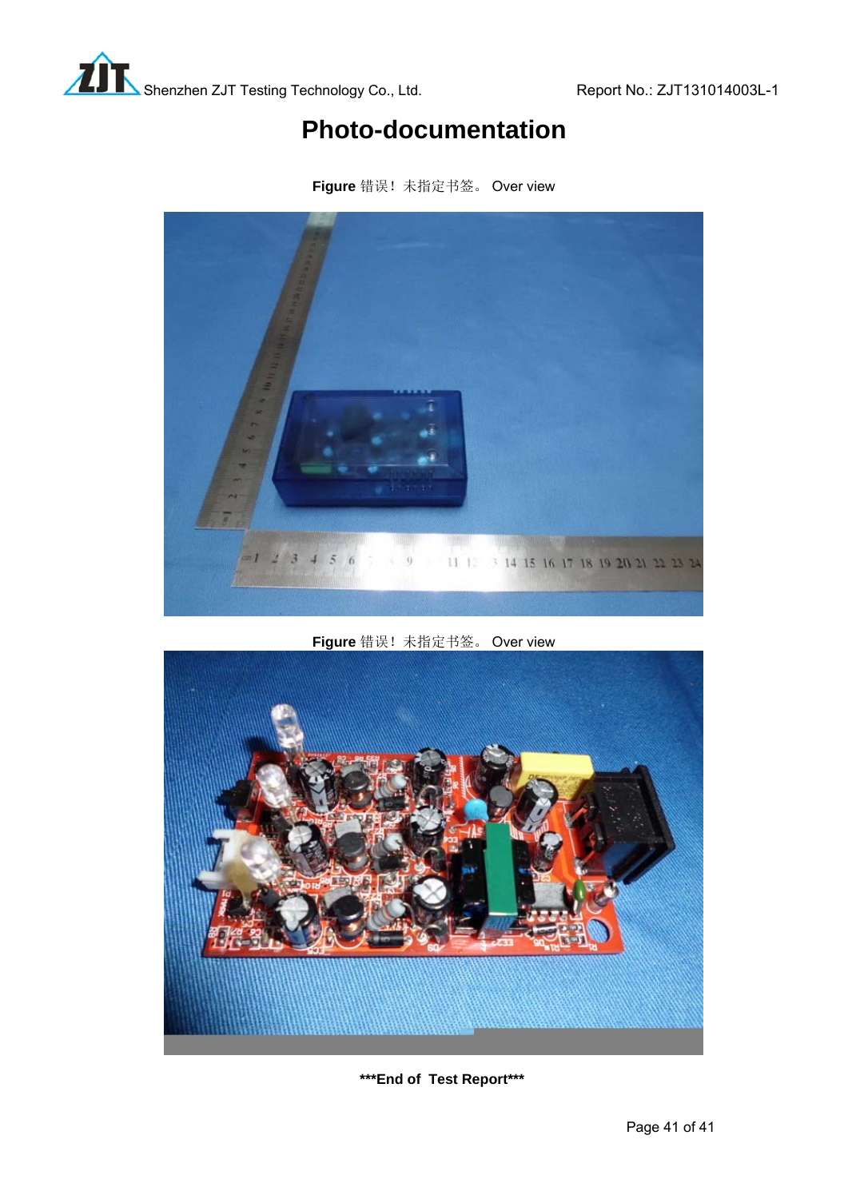# Photo-documentation

**Figure** 错误！未指定书签。 Over view

**Figure** 错误！未指定书签。 Over view

**\*\*\*End of Test Report\*\*\***